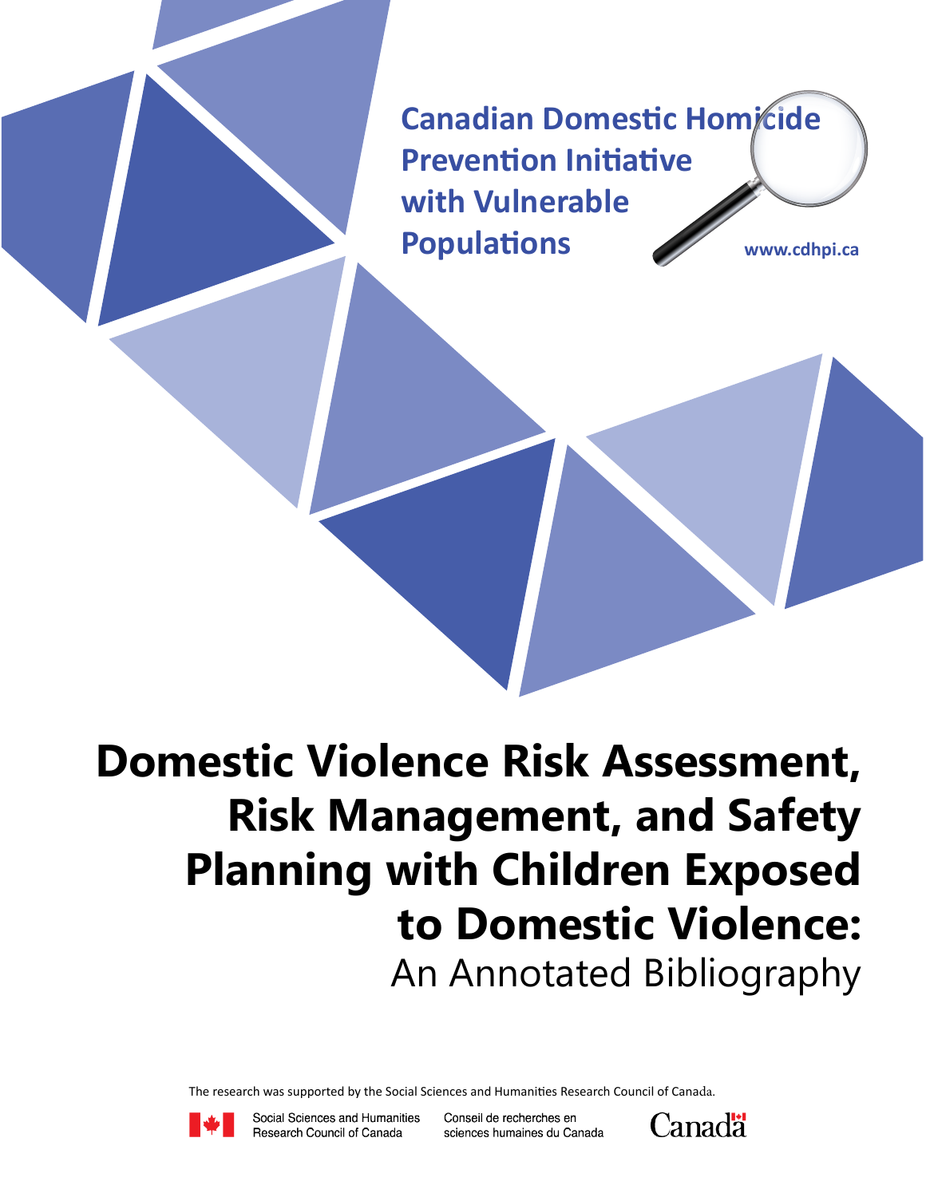Canadian Domestic Homicide Prevention Initiative with Vulnerable Populations

www.cdhpi.ca

# Domestic Violence Risk Assessment, Risk Management, and Safety Planning with Children Exposed to Domestic Violence:

## An Annotated Bibliography

The research was supported by the Social Sciences and Humanities Research Council of Canada.

Social Sciences and Humanities Research Council of Canada

Conseil de recherches en sciences humaines du Canada

Canada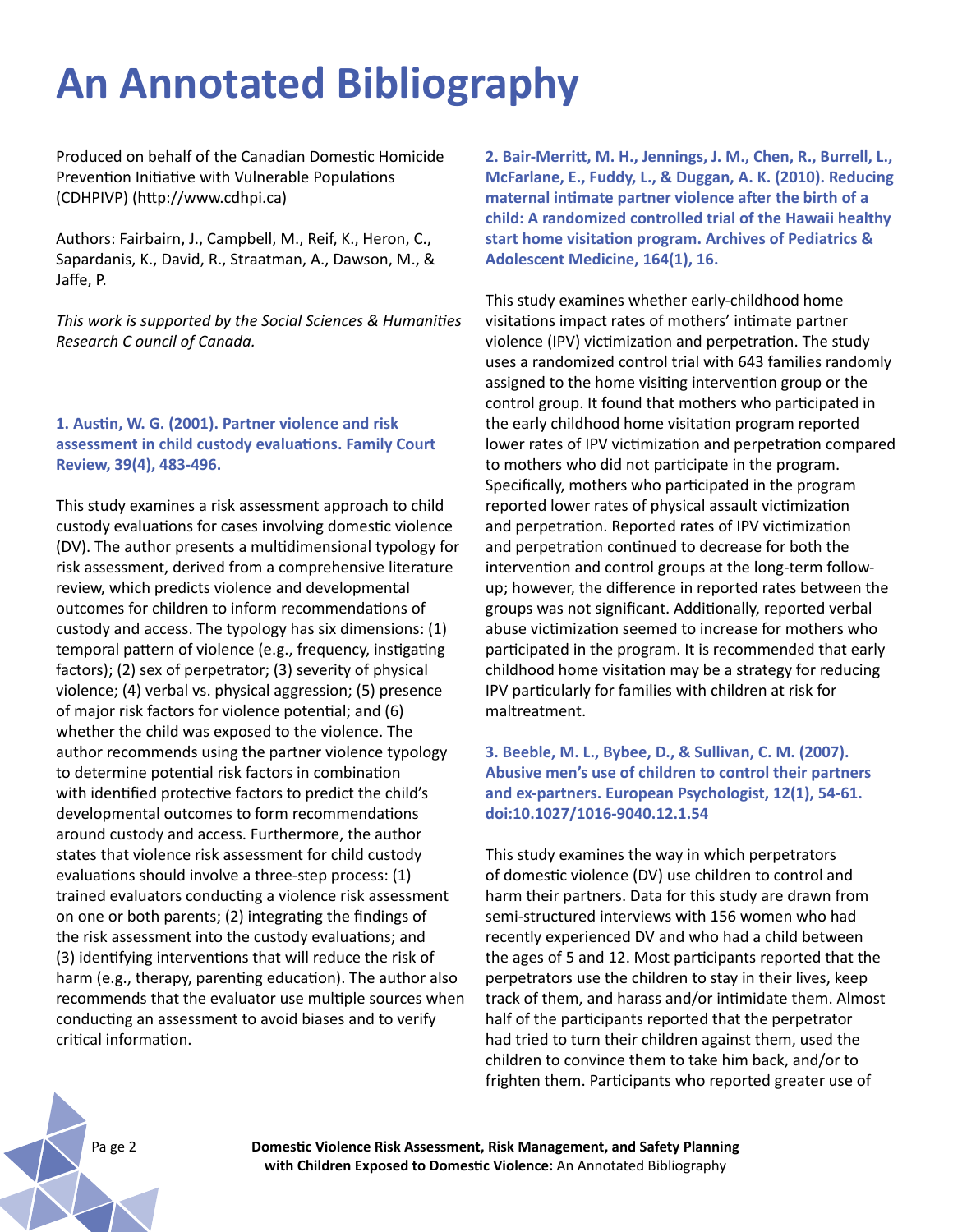# An Annotated Bibliography

Produced on behalf of the Canadian Domestic Homicide Prevention Initiative with Vulnerable Populations (CDHPIVP) (http://www.cdhpi.ca)

Authors: Fairbairn, J., Campbell, M., Reif, K., Heron, C., Sapardanis, K., David, R., Straatman, A., Dawson, M., & Jaffe, P.

*This work is supported by the Social Sciences & Humanities Research C ouncil of Canada.*

**1. Austin, W. G. (2001). Partner violence and risk assessment in child custody evaluations. Family Court Review, 39(4), 483-496.**

This study examines a risk assessment approach to child custody evaluations for cases involving domestic violence (DV). The author presents a multidimensional typology for risk assessment, derived from a comprehensive literature review, which predicts violence and developmental outcomes for children to inform recommendations of custody and access. The typology has six dimensions: (1) temporal pattern of violence (e.g., frequency, instigating factors); (2) sex of perpetrator; (3) severity of physical violence; (4) verbal vs. physical aggression; (5) presence of major risk factors for violence potential; and (6) whether the child was exposed to the violence. The author recommends using the partner violence typology to determine potential risk factors in combination with identified protective factors to predict the child's developmental outcomes to form recommendations around custody and access. Furthermore, the author states that violence risk assessment for child custody evaluations should involve a three-step process: (1) trained evaluators conducting a violence risk assessment on one or both parents; (2) integrating the findings of the risk assessment into the custody evaluations; and (3) identifying interventions that will reduce the risk of harm (e.g., therapy, parenting education). The author also recommends that the evaluator use multiple sources when conducting an assessment to avoid biases and to verify critical information.

**2. Bair-Merritt, M. H., Jennings, J. M., Chen, R., Burrell, L., McFarlane, E., Fuddy, L., & Duggan, A. K. (2010). Reducing maternal intimate partner violence after the birth of a child: A randomized controlled trial of the Hawaii healthy start home visitation program. Archives of Pediatrics & Adolescent Medicine, 164(1), 16.**

This study examines whether early-childhood home visitations impact rates of mothers' intimate partner violence (IPV) victimization and perpetration. The study uses a randomized control trial with 643 families randomly assigned to the home visiting intervention group or the control group. It found that mothers who participated in the early childhood home visitation program reported lower rates of IPV victimization and perpetration compared to mothers who did not participate in the program. Specifically, mothers who participated in the program reported lower rates of physical assault victimization and perpetration. Reported rates of IPV victimization and perpetration continued to decrease for both the intervention and control groups at the long-term follow-up; however, the difference in reported rates between the groups was not significant. Additionally, reported verbal abuse victimization seemed to increase for mothers who participated in the program. It is recommended that early childhood home visitation may be a strategy for reducing IPV particularly for families with children at risk for maltreatment.

**3. Beeble, M. L., Bybee, D., & Sullivan, C. M. (2007). Abusive men's use of children to control their partners and ex-partners. European Psychologist, 12(1), 54-61. doi:10.1027/1016-9040.12.1.54**

This study examines the way in which perpetrators of domestic violence (DV) use children to control and harm their partners. Data for this study are drawn from semi-structured interviews with 156 women who had recently experienced DV and who had a child between the ages of 5 and 12. Most participants reported that the perpetrators use the children to stay in their lives, keep track of them, and harass and/or intimidate them. Almost half of the participants reported that the perpetrator had tried to turn their children against them, used the children to convince them to take him back, and/or to frighten them. Participants who reported greater use of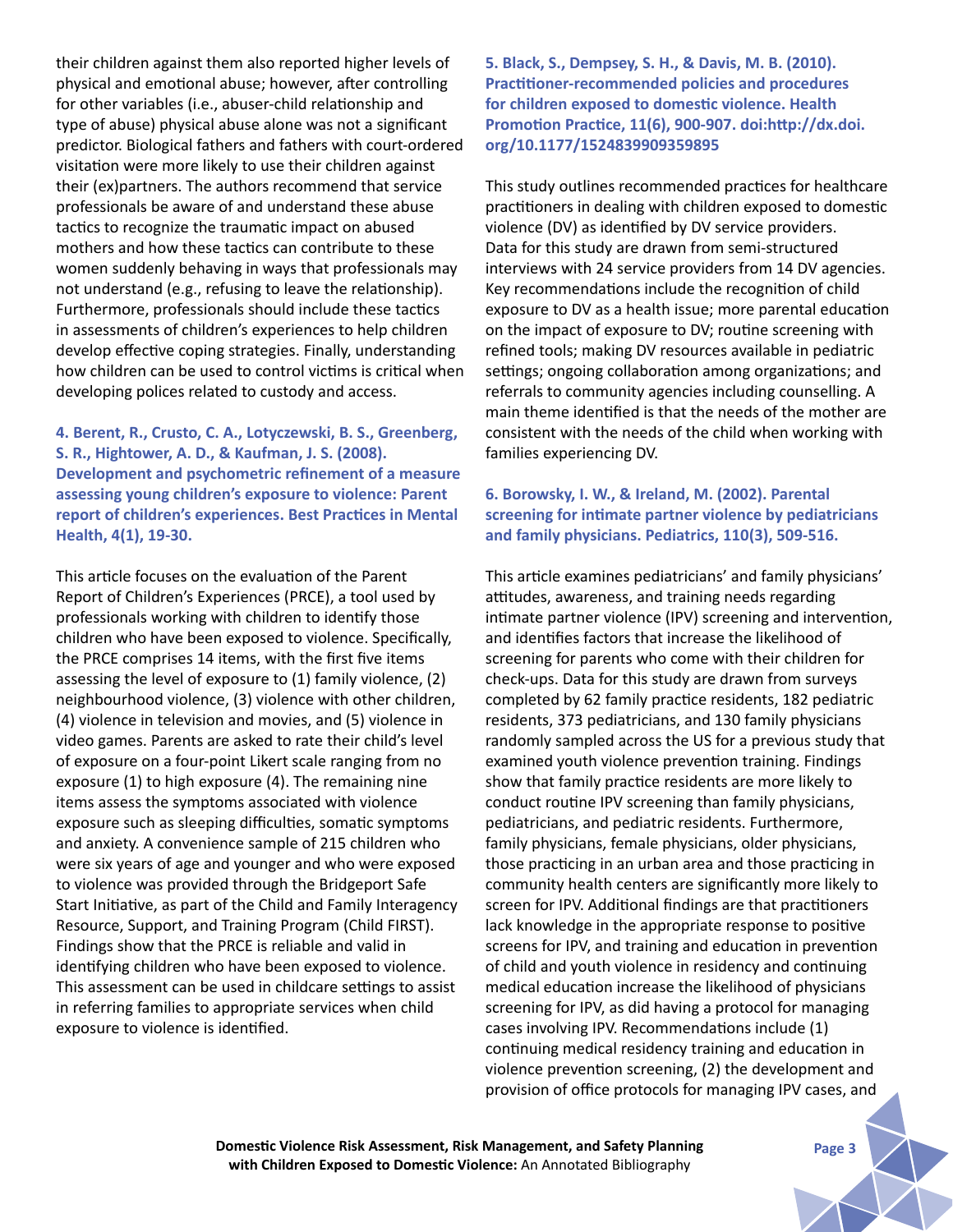their children against them also reported higher levels of physical and emotional abuse; however, after controlling for other variables (i.e., abuser-child relationship and type of abuse) physical abuse alone was not a significant predictor. Biological fathers and fathers with court-ordered visitation were more likely to use their children against their (ex)partners. The authors recommend that service professionals be aware of and understand these abuse tactics to recognize the traumatic impact on abused mothers and how these tactics can contribute to these women suddenly behaving in ways that professionals may not understand (e.g., refusing to leave the relationship). Furthermore, professionals should include these tactics in assessments of children's experiences to help children develop effective coping strategies. Finally, understanding how children can be used to control victims is critical when developing polices related to custody and access.

**4. Berent, R., Crusto, C. A., Lotyczewski, B. S., Greenberg, S. R., Hightower, A. D., & Kaufman, J. S. (2008). Development and psychometric refinement of a measure assessing young children's exposure to violence: Parent report of children's experiences. Best Practices in Mental Health, 4(1), 19-30.**

This article focuses on the evaluation of the Parent Report of Children's Experiences (PRCE), a tool used by professionals working with children to identify those children who have been exposed to violence. Specifically, the PRCE comprises 14 items, with the first five items assessing the level of exposure to (1) family violence, (2) neighbourhood violence, (3) violence with other children, (4) violence in television and movies, and (5) violence in video games. Parents are asked to rate their child's level of exposure on a four-point Likert scale ranging from no exposure (1) to high exposure (4). The remaining nine items assess the symptoms associated with violence exposure such as sleeping difficulties, somatic symptoms and anxiety. A convenience sample of 215 children who were six years of age and younger and who were exposed to violence was provided through the Bridgeport Safe Start Initiative, as part of the Child and Family Interagency Resource, Support, and Training Program (Child FIRST). Findings show that the PRCE is reliable and valid in identifying children who have been exposed to violence. This assessment can be used in childcare settings to assist in referring families to appropriate services when child exposure to violence is identified.

**5. Black, S., Dempsey, S. H., & Davis, M. B. (2010). Practitioner-recommended policies and procedures for children exposed to domestic violence. Health Promotion Practice, 11(6), 900-907. doi:http://dx.doi.org/10.1177/1524839909359895**

This study outlines recommended practices for healthcare practitioners in dealing with children exposed to domestic violence (DV) as identified by DV service providers. Data for this study are drawn from semi-structured interviews with 24 service providers from 14 DV agencies. Key recommendations include the recognition of child exposure to DV as a health issue; more parental education on the impact of exposure to DV; routine screening with refined tools; making DV resources available in pediatric settings; ongoing collaboration among organizations; and referrals to community agencies including counselling. A main theme identified is that the needs of the mother are consistent with the needs of the child when working with families experiencing DV.

**6. Borowsky, I. W., & Ireland, M. (2002). Parental screening for intimate partner violence by pediatricians and family physicians. Pediatrics, 110(3), 509-516.**

This article examines pediatricians' and family physicians' attitudes, awareness, and training needs regarding intimate partner violence (IPV) screening and intervention, and identifies factors that increase the likelihood of screening for parents who come with their children for check-ups. Data for this study are drawn from surveys completed by 62 family practice residents, 182 pediatric residents, 373 pediatricians, and 130 family physicians randomly sampled across the US for a previous study that examined youth violence prevention training. Findings show that family practice residents are more likely to conduct routine IPV screening than family physicians, pediatricians, and pediatric residents. Furthermore, family physicians, female physicians, older physicians, those practicing in an urban area and those practicing in community health centers are significantly more likely to screen for IPV. Additional findings are that practitioners lack knowledge in the appropriate response to positive screens for IPV, and training and education in prevention of child and youth violence in residency and continuing medical education increase the likelihood of physicians screening for IPV, as did having a protocol for managing cases involving IPV. Recommendations include (1) continuing medical residency training and education in violence prevention screening, (2) the development and provision of office protocols for managing IPV cases, and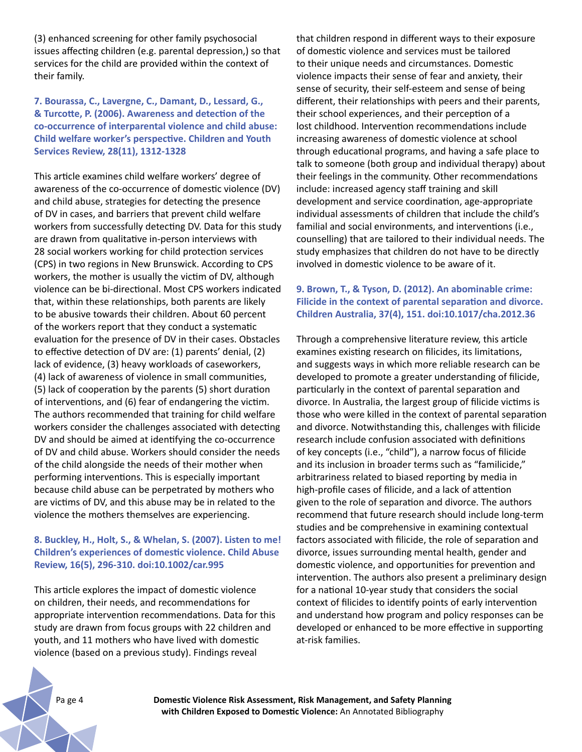(3) enhanced screening for other family psychosocial issues affecting children (e.g. parental depression,) so that services for the child are provided within the context of their family.

### 7. Bourassa, C., Lavergne, C., Damant, D., Lessard, G., & Turcotte, P. (2006). Awareness and detection of the co-occurrence of interparental violence and child abuse: Child welfare worker's perspective. Children and Youth Services Review, 28(11), 1312-1328

This article examines child welfare workers' degree of awareness of the co-occurrence of domestic violence (DV) and child abuse, strategies for detecting the presence of DV in cases, and barriers that prevent child welfare workers from successfully detecting DV. Data for this study are drawn from qualitative in-person interviews with 28 social workers working for child protection services (CPS) in two regions in New Brunswick. According to CPS workers, the mother is usually the victim of DV, although violence can be bi-directional. Most CPS workers indicated that, within these relationships, both parents are likely to be abusive towards their children. About 60 percent of the workers report that they conduct a systematic evaluation for the presence of DV in their cases. Obstacles to effective detection of DV are: (1) parents' denial, (2) lack of evidence, (3) heavy workloads of caseworkers, (4) lack of awareness of violence in small communities, (5) lack of cooperation by the parents (5) short duration of interventions, and (6) fear of endangering the victim. The authors recommended that training for child welfare workers consider the challenges associated with detecting DV and should be aimed at identifying the co-occurrence of DV and child abuse. Workers should consider the needs of the child alongside the needs of their mother when performing interventions. This is especially important because child abuse can be perpetrated by mothers who are victims of DV, and this abuse may be in related to the violence the mothers themselves are experiencing.

### 8. Buckley, H., Holt, S., & Whelan, S. (2007). Listen to me! Children's experiences of domestic violence. Child Abuse Review, 16(5), 296-310. doi:10.1002/car.995

This article explores the impact of domestic violence on children, their needs, and recommendations for appropriate intervention recommendations. Data for this study are drawn from focus groups with 22 children and youth, and 11 mothers who have lived with domestic violence (based on a previous study). Findings reveal that children respond in different ways to their exposure of domestic violence and services must be tailored to their unique needs and circumstances. Domestic violence impacts their sense of fear and anxiety, their sense of security, their self-esteem and sense of being different, their relationships with peers and their parents, their school experiences, and their perception of a lost childhood. Intervention recommendations include increasing awareness of domestic violence at school through educational programs, and having a safe place to talk to someone (both group and individual therapy) about their feelings in the community. Other recommendations include: increased agency staff training and skill development and service coordination, age-appropriate individual assessments of children that include the child's familial and social environments, and interventions (i.e., counselling) that are tailored to their individual needs. The study emphasizes that children do not have to be directly involved in domestic violence to be aware of it.

### 9. Brown, T., & Tyson, D. (2012). An abominable crime: Filicide in the context of parental separation and divorce. Children Australia, 37(4), 151. doi:10.1017/cha.2012.36

Through a comprehensive literature review, this article examines existing research on filicides, its limitations, and suggests ways in which more reliable research can be developed to promote a greater understanding of filicide, particularly in the context of parental separation and divorce. In Australia, the largest group of filicide victims is those who were killed in the context of parental separation and divorce. Notwithstanding this, challenges with filicide research include confusion associated with definitions of key concepts (i.e., "child"), a narrow focus of filicide and its inclusion in broader terms such as "familicide," arbitrariness related to biased reporting by media in high-profile cases of filicide, and a lack of attention given to the role of separation and divorce. The authors recommend that future research should include long-term studies and be comprehensive in examining contextual factors associated with filicide, the role of separation and divorce, issues surrounding mental health, gender and domestic violence, and opportunities for prevention and intervention. The authors also present a preliminary design for a national 10-year study that considers the social context of filicides to identify points of early intervention and understand how program and policy responses can be developed or enhanced to be more effective in supporting at-risk families.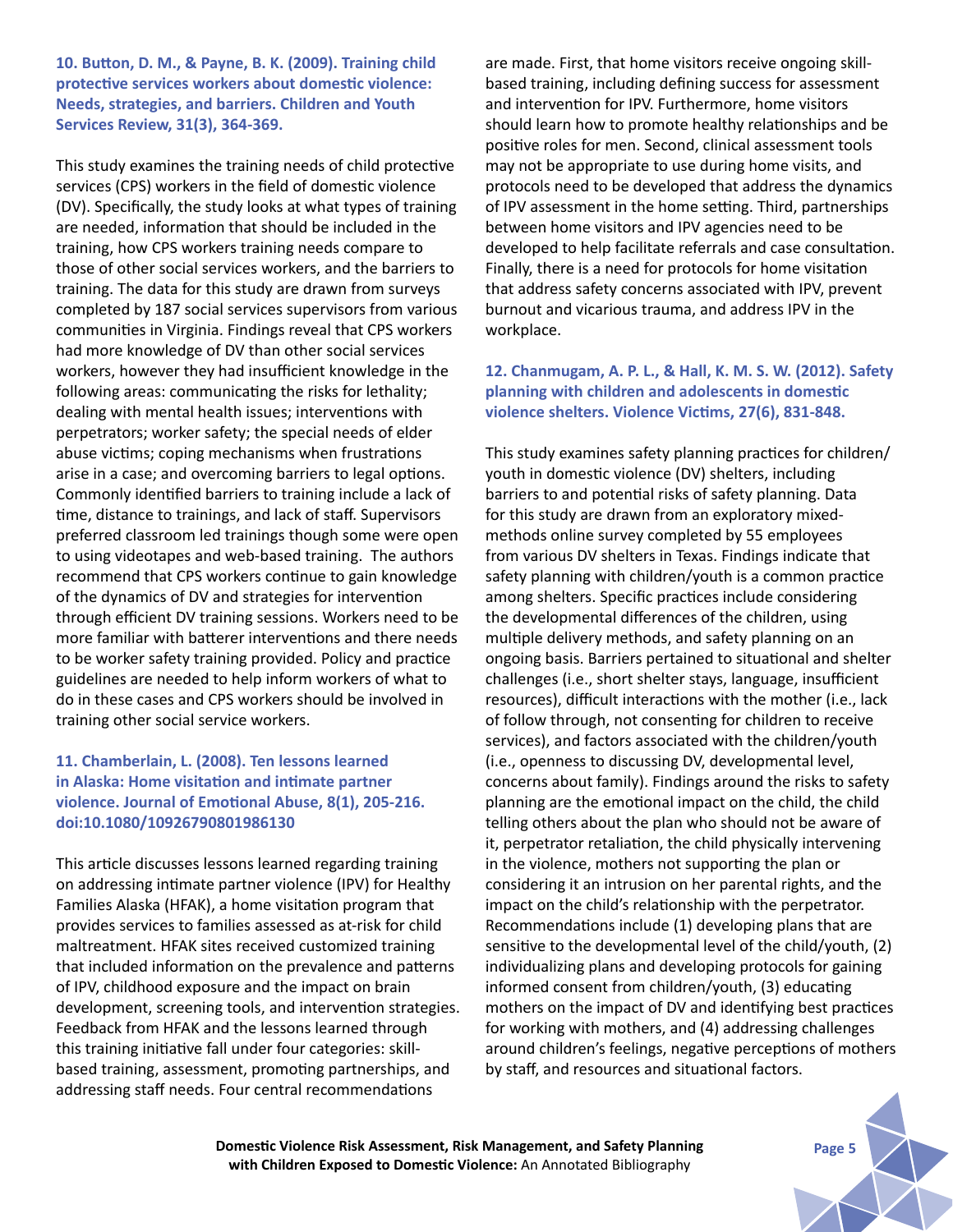**10. Button, D. M., & Payne, B. K. (2009). Training child protective services workers about domestic violence: Needs, strategies, and barriers. Children and Youth Services Review, 31(3), 364-369.**

This study examines the training needs of child protective services (CPS) workers in the field of domestic violence (DV). Specifically, the study looks at what types of training are needed, information that should be included in the training, how CPS workers training needs compare to those of other social services workers, and the barriers to training. The data for this study are drawn from surveys completed by 187 social services supervisors from various communities in Virginia. Findings reveal that CPS workers had more knowledge of DV than other social services workers, however they had insufficient knowledge in the following areas: communicating the risks for lethality; dealing with mental health issues; interventions with perpetrators; worker safety; the special needs of elder abuse victims; coping mechanisms when frustrations arise in a case; and overcoming barriers to legal options. Commonly identified barriers to training include a lack of time, distance to trainings, and lack of staff. Supervisors preferred classroom led trainings though some were open to using videotapes and web-based training. The authors recommend that CPS workers continue to gain knowledge of the dynamics of DV and strategies for intervention through efficient DV training sessions. Workers need to be more familiar with batterer interventions and there needs to be worker safety training provided. Policy and practice guidelines are needed to help inform workers of what to do in these cases and CPS workers should be involved in training other social service workers.

**11. Chamberlain, L. (2008). Ten lessons learned in Alaska: Home visitation and intimate partner violence. Journal of Emotional Abuse, 8(1), 205-216. doi:10.1080/10926790801986130**

This article discusses lessons learned regarding training on addressing intimate partner violence (IPV) for Healthy Families Alaska (HFAK), a home visitation program that provides services to families assessed as at-risk for child maltreatment. HFAK sites received customized training that included information on the prevalence and patterns of IPV, childhood exposure and the impact on brain development, screening tools, and intervention strategies. Feedback from HFAK and the lessons learned through this training initiative fall under four categories: skill-based training, assessment, promoting partnerships, and addressing staff needs. Four central recommendations are made. First, that home visitors receive ongoing skill-based training, including defining success for assessment and intervention for IPV. Furthermore, home visitors should learn how to promote healthy relationships and be positive roles for men. Second, clinical assessment tools may not be appropriate to use during home visits, and protocols need to be developed that address the dynamics of IPV assessment in the home setting. Third, partnerships between home visitors and IPV agencies need to be developed to help facilitate referrals and case consultation. Finally, there is a need for protocols for home visitation that address safety concerns associated with IPV, prevent burnout and vicarious trauma, and address IPV in the workplace.

**12. Chanmugam, A. P. L., & Hall, K. M. S. W. (2012). Safety planning with children and adolescents in domestic violence shelters. Violence Victims, 27(6), 831-848.**

This study examines safety planning practices for children/youth in domestic violence (DV) shelters, including barriers to and potential risks of safety planning. Data for this study are drawn from an exploratory mixed-methods online survey completed by 55 employees from various DV shelters in Texas. Findings indicate that safety planning with children/youth is a common practice among shelters. Specific practices include considering the developmental differences of the children, using multiple delivery methods, and safety planning on an ongoing basis. Barriers pertained to situational and shelter challenges (i.e., short shelter stays, language, insufficient resources), difficult interactions with the mother (i.e., lack of follow through, not consenting for children to receive services), and factors associated with the children/youth (i.e., openness to discussing DV, developmental level, concerns about family). Findings around the risks to safety planning are the emotional impact on the child, the child telling others about the plan who should not be aware of it, perpetrator retaliation, the child physically intervening in the violence, mothers not supporting the plan or considering it an intrusion on her parental rights, and the impact on the child's relationship with the perpetrator. Recommendations include (1) developing plans that are sensitive to the developmental level of the child/youth, (2) individualizing plans and developing protocols for gaining informed consent from children/youth, (3) educating mothers on the impact of DV and identifying best practices for working with mothers, and (4) addressing challenges around children's feelings, negative perceptions of mothers by staff, and resources and situational factors.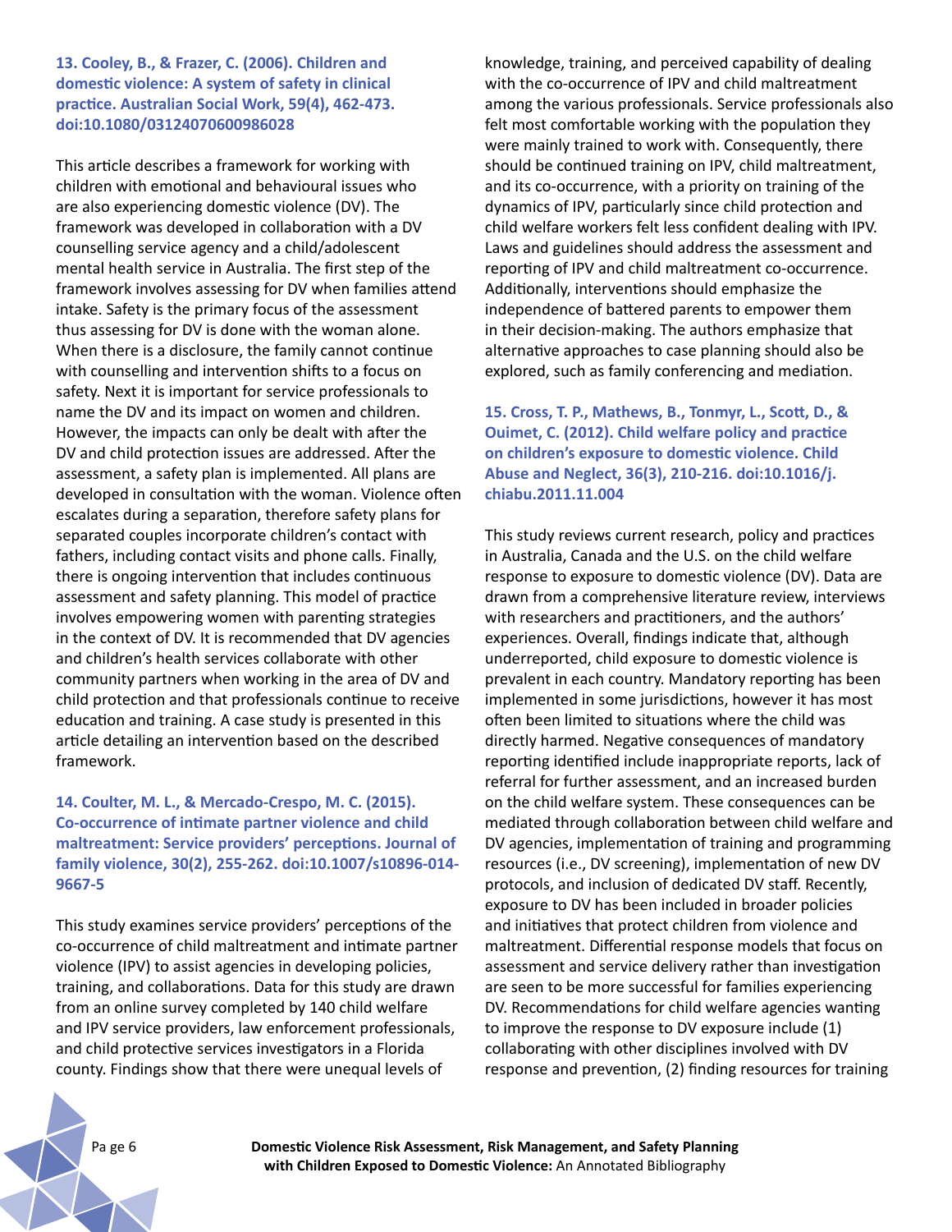**13. Cooley, B., & Frazer, C. (2006). Children and domestic violence: A system of safety in clinical practice. Australian Social Work, 59(4), 462-473. doi:10.1080/03124070600986028**

This article describes a framework for working with children with emotional and behavioural issues who are also experiencing domestic violence (DV). The framework was developed in collaboration with a DV counselling service agency and a child/adolescent mental health service in Australia. The first step of the framework involves assessing for DV when families attend intake. Safety is the primary focus of the assessment thus assessing for DV is done with the woman alone. When there is a disclosure, the family cannot continue with counselling and intervention shifts to a focus on safety. Next it is important for service professionals to name the DV and its impact on women and children. However, the impacts can only be dealt with after the DV and child protection issues are addressed. After the assessment, a safety plan is implemented. All plans are developed in consultation with the woman. Violence often escalates during a separation, therefore safety plans for separated couples incorporate children's contact with fathers, including contact visits and phone calls. Finally, there is ongoing intervention that includes continuous assessment and safety planning. This model of practice involves empowering women with parenting strategies in the context of DV. It is recommended that DV agencies and children's health services collaborate with other community partners when working in the area of DV and child protection and that professionals continue to receive education and training. A case study is presented in this article detailing an intervention based on the described framework.

**14. Coulter, M. L., & Mercado-Crespo, M. C. (2015). Co-occurrence of intimate partner violence and child maltreatment: Service providers' perceptions. Journal of family violence, 30(2), 255-262. doi:10.1007/s10896-014-9667-5**

This study examines service providers' perceptions of the co-occurrence of child maltreatment and intimate partner violence (IPV) to assist agencies in developing policies, training, and collaborations. Data for this study are drawn from an online survey completed by 140 child welfare and IPV service providers, law enforcement professionals, and child protective services investigators in a Florida county. Findings show that there were unequal levels of knowledge, training, and perceived capability of dealing with the co-occurrence of IPV and child maltreatment among the various professionals. Service professionals also felt most comfortable working with the population they were mainly trained to work with. Consequently, there should be continued training on IPV, child maltreatment, and its co-occurrence, with a priority on training of the dynamics of IPV, particularly since child protection and child welfare workers felt less confident dealing with IPV. Laws and guidelines should address the assessment and reporting of IPV and child maltreatment co-occurrence. Additionally, interventions should emphasize the independence of battered parents to empower them in their decision-making. The authors emphasize that alternative approaches to case planning should also be explored, such as family conferencing and mediation.

**15. Cross, T. P., Mathews, B., Tonmyr, L., Scott, D., & Ouimet, C. (2012). Child welfare policy and practice on children's exposure to domestic violence. Child Abuse and Neglect, 36(3), 210-216. doi:10.1016/j.chiabu.2011.11.004**

This study reviews current research, policy and practices in Australia, Canada and the U.S. on the child welfare response to exposure to domestic violence (DV). Data are drawn from a comprehensive literature review, interviews with researchers and practitioners, and the authors' experiences. Overall, findings indicate that, although underreported, child exposure to domestic violence is prevalent in each country. Mandatory reporting has been implemented in some jurisdictions, however it has most often been limited to situations where the child was directly harmed. Negative consequences of mandatory reporting identified include inappropriate reports, lack of referral for further assessment, and an increased burden on the child welfare system. These consequences can be mediated through collaboration between child welfare and DV agencies, implementation of training and programming resources (i.e., DV screening), implementation of new DV protocols, and inclusion of dedicated DV staff. Recently, exposure to DV has been included in broader policies and initiatives that protect children from violence and maltreatment. Differential response models that focus on assessment and service delivery rather than investigation are seen to be more successful for families experiencing DV. Recommendations for child welfare agencies wanting to improve the response to DV exposure include (1) collaborating with other disciplines involved with DV response and prevention, (2) finding resources for training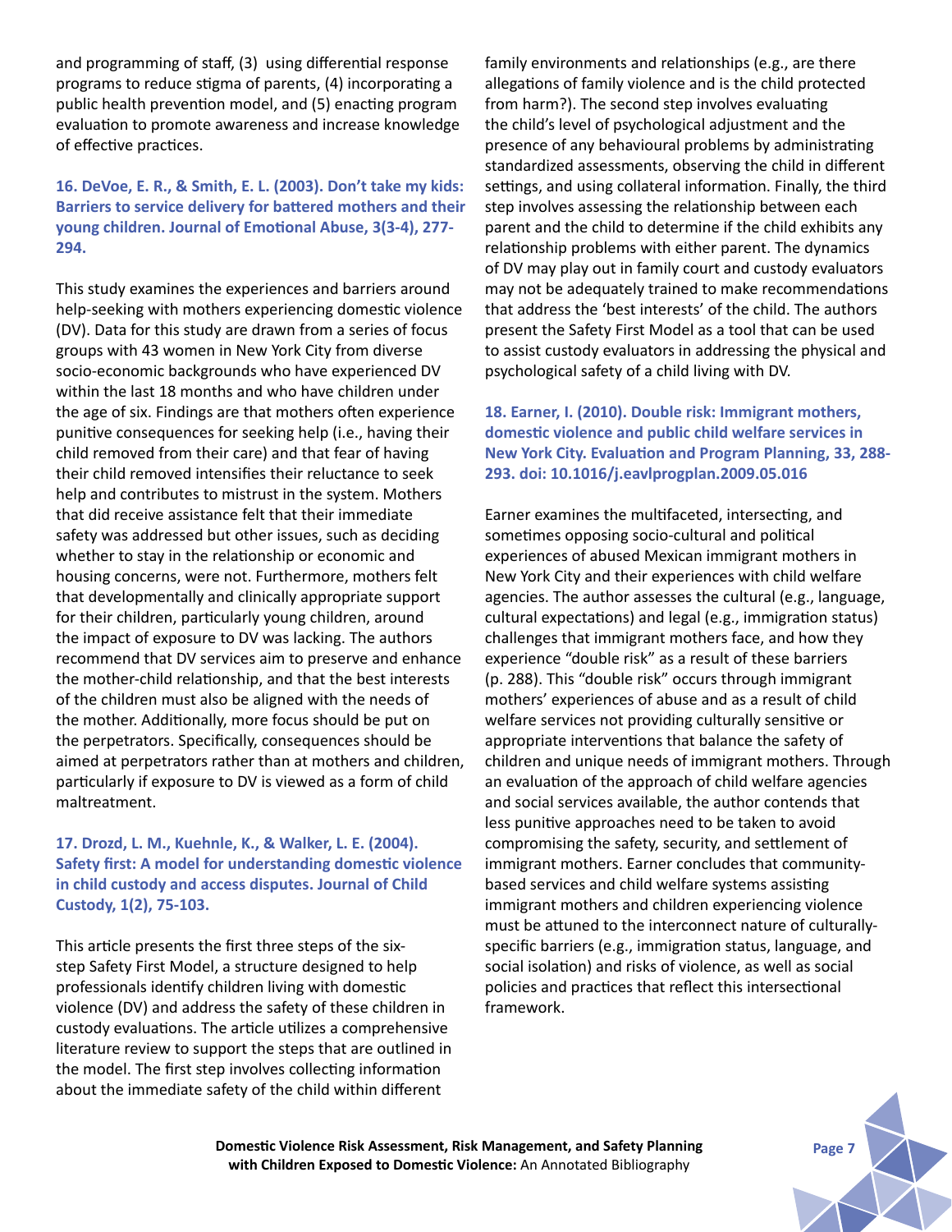and programming of staff, (3) using differential response programs to reduce stigma of parents, (4) incorporating a public health prevention model, and (5) enacting program evaluation to promote awareness and increase knowledge of effective practices.

### 16. DeVoe, E. R., & Smith, E. L. (2003). Don't take my kids: Barriers to service delivery for battered mothers and their young children. Journal of Emotional Abuse, 3(3-4), 277-294.

This study examines the experiences and barriers around help-seeking with mothers experiencing domestic violence (DV). Data for this study are drawn from a series of focus groups with 43 women in New York City from diverse socio-economic backgrounds who have experienced DV within the last 18 months and who have children under the age of six. Findings are that mothers often experience punitive consequences for seeking help (i.e., having their child removed from their care) and that fear of having their child removed intensifies their reluctance to seek help and contributes to mistrust in the system. Mothers that did receive assistance felt that their immediate safety was addressed but other issues, such as deciding whether to stay in the relationship or economic and housing concerns, were not. Furthermore, mothers felt that developmentally and clinically appropriate support for their children, particularly young children, around the impact of exposure to DV was lacking. The authors recommend that DV services aim to preserve and enhance the mother-child relationship, and that the best interests of the children must also be aligned with the needs of the mother. Additionally, more focus should be put on the perpetrators. Specifically, consequences should be aimed at perpetrators rather than at mothers and children, particularly if exposure to DV is viewed as a form of child maltreatment.

### 17. Drozd, L. M., Kuehnle, K., & Walker, L. E. (2004). Safety first: A model for understanding domestic violence in child custody and access disputes. Journal of Child Custody, 1(2), 75-103.

This article presents the first three steps of the six-step Safety First Model, a structure designed to help professionals identify children living with domestic violence (DV) and address the safety of these children in custody evaluations. The article utilizes a comprehensive literature review to support the steps that are outlined in the model. The first step involves collecting information about the immediate safety of the child within different family environments and relationships (e.g., are there allegations of family violence and is the child protected from harm?). The second step involves evaluating the child's level of psychological adjustment and the presence of any behavioural problems by administrating standardized assessments, observing the child in different settings, and using collateral information. Finally, the third step involves assessing the relationship between each parent and the child to determine if the child exhibits any relationship problems with either parent. The dynamics of DV may play out in family court and custody evaluators may not be adequately trained to make recommendations that address the 'best interests' of the child. The authors present the Safety First Model as a tool that can be used to assist custody evaluators in addressing the physical and psychological safety of a child living with DV.

### 18. Earner, I. (2010). Double risk: Immigrant mothers, domestic violence and public child welfare services in New York City. Evaluation and Program Planning, 33, 288-293. doi: 10.1016/j.eavlprogplan.2009.05.016

Earner examines the multifaceted, intersecting, and sometimes opposing socio-cultural and political experiences of abused Mexican immigrant mothers in New York City and their experiences with child welfare agencies. The author assesses the cultural (e.g., language, cultural expectations) and legal (e.g., immigration status) challenges that immigrant mothers face, and how they experience "double risk" as a result of these barriers (p. 288). This "double risk" occurs through immigrant mothers' experiences of abuse and as a result of child welfare services not providing culturally sensitive or appropriate interventions that balance the safety of children and unique needs of immigrant mothers. Through an evaluation of the approach of child welfare agencies and social services available, the author contends that less punitive approaches need to be taken to avoid compromising the safety, security, and settlement of immigrant mothers. Earner concludes that community-based services and child welfare systems assisting immigrant mothers and children experiencing violence must be attuned to the interconnect nature of culturally-specific barriers (e.g., immigration status, language, and social isolation) and risks of violence, as well as social policies and practices that reflect this intersectional framework.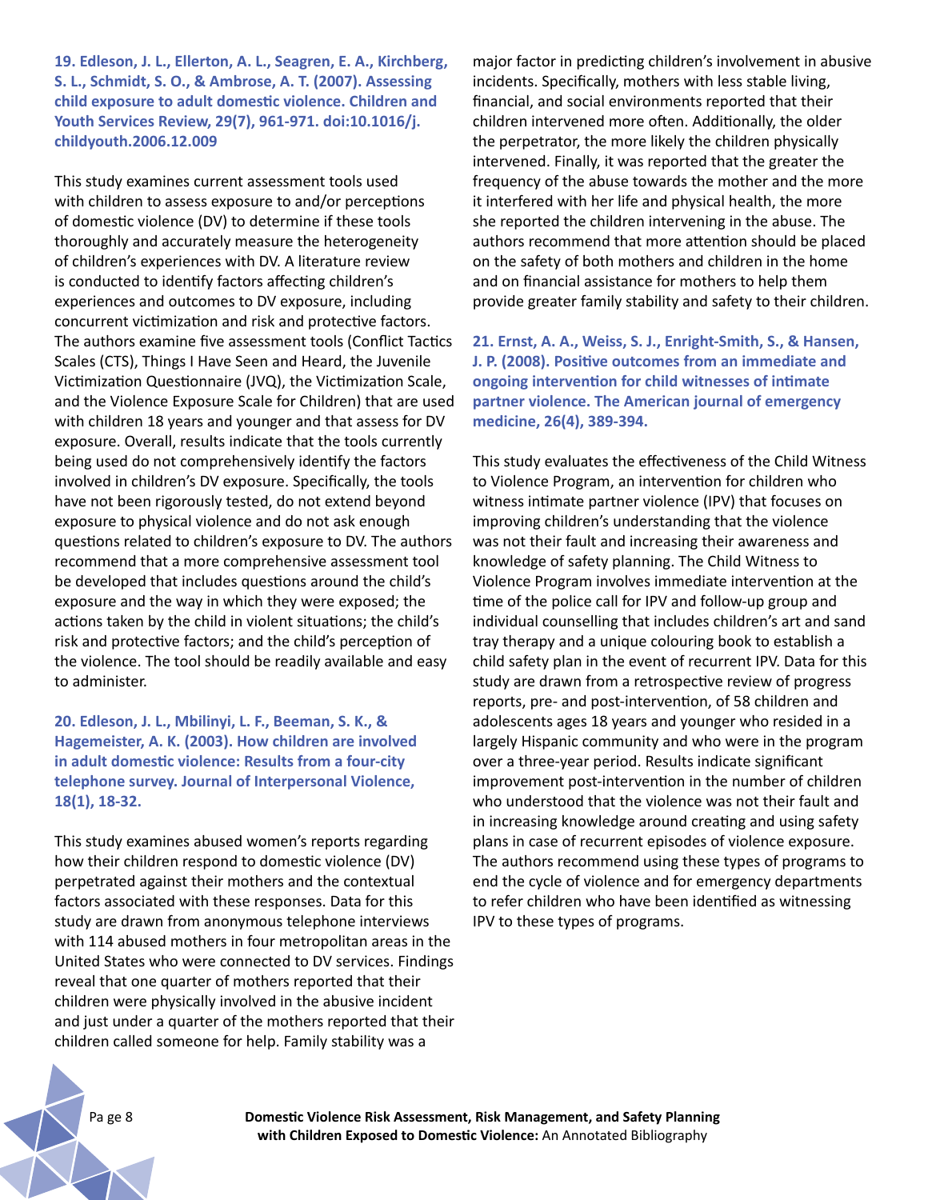**19. Edleson, J. L., Ellerton, A. L., Seagren, E. A., Kirchberg, S. L., Schmidt, S. O., & Ambrose, A. T. (2007). Assessing child exposure to adult domestic violence. Children and Youth Services Review, 29(7), 961-971. doi:10.1016/j.childyouth.2006.12.009**

This study examines current assessment tools used with children to assess exposure to and/or perceptions of domestic violence (DV) to determine if these tools thoroughly and accurately measure the heterogeneity of children's experiences with DV. A literature review is conducted to identify factors affecting children's experiences and outcomes to DV exposure, including concurrent victimization and risk and protective factors. The authors examine five assessment tools (Conflict Tactics Scales (CTS), Things I Have Seen and Heard, the Juvenile Victimization Questionnaire (JVQ), the Victimization Scale, and the Violence Exposure Scale for Children) that are used with children 18 years and younger and that assess for DV exposure. Overall, results indicate that the tools currently being used do not comprehensively identify the factors involved in children's DV exposure. Specifically, the tools have not been rigorously tested, do not extend beyond exposure to physical violence and do not ask enough questions related to children's exposure to DV. The authors recommend that a more comprehensive assessment tool be developed that includes questions around the child's exposure and the way in which they were exposed; the actions taken by the child in violent situations; the child's risk and protective factors; and the child's perception of the violence. The tool should be readily available and easy to administer.

**20. Edleson, J. L., Mbilinyi, L. F., Beeman, S. K., & Hagemeister, A. K. (2003). How children are involved in adult domestic violence: Results from a four-city telephone survey. Journal of Interpersonal Violence, 18(1), 18-32.**

This study examines abused women's reports regarding how their children respond to domestic violence (DV) perpetrated against their mothers and the contextual factors associated with these responses. Data for this study are drawn from anonymous telephone interviews with 114 abused mothers in four metropolitan areas in the United States who were connected to DV services. Findings reveal that one quarter of mothers reported that their children were physically involved in the abusive incident and just under a quarter of the mothers reported that their children called someone for help. Family stability was a major factor in predicting children's involvement in abusive incidents. Specifically, mothers with less stable living, financial, and social environments reported that their children intervened more often. Additionally, the older the perpetrator, the more likely the children physically intervened. Finally, it was reported that the greater the frequency of the abuse towards the mother and the more it interfered with her life and physical health, the more she reported the children intervening in the abuse. The authors recommend that more attention should be placed on the safety of both mothers and children in the home and on financial assistance for mothers to help them provide greater family stability and safety to their children.

**21. Ernst, A. A., Weiss, S. J., Enright-Smith, S., & Hansen, J. P. (2008). Positive outcomes from an immediate and ongoing intervention for child witnesses of intimate partner violence. The American journal of emergency medicine, 26(4), 389-394.**

This study evaluates the effectiveness of the Child Witness to Violence Program, an intervention for children who witness intimate partner violence (IPV) that focuses on improving children's understanding that the violence was not their fault and increasing their awareness and knowledge of safety planning. The Child Witness to Violence Program involves immediate intervention at the time of the police call for IPV and follow-up group and individual counselling that includes children's art and sand tray therapy and a unique colouring book to establish a child safety plan in the event of recurrent IPV. Data for this study are drawn from a retrospective review of progress reports, pre- and post-intervention, of 58 children and adolescents ages 18 years and younger who resided in a largely Hispanic community and who were in the program over a three-year period. Results indicate significant improvement post-intervention in the number of children who understood that the violence was not their fault and in increasing knowledge around creating and using safety plans in case of recurrent episodes of violence exposure. The authors recommend using these types of programs to end the cycle of violence and for emergency departments to refer children who have been identified as witnessing IPV to these types of programs.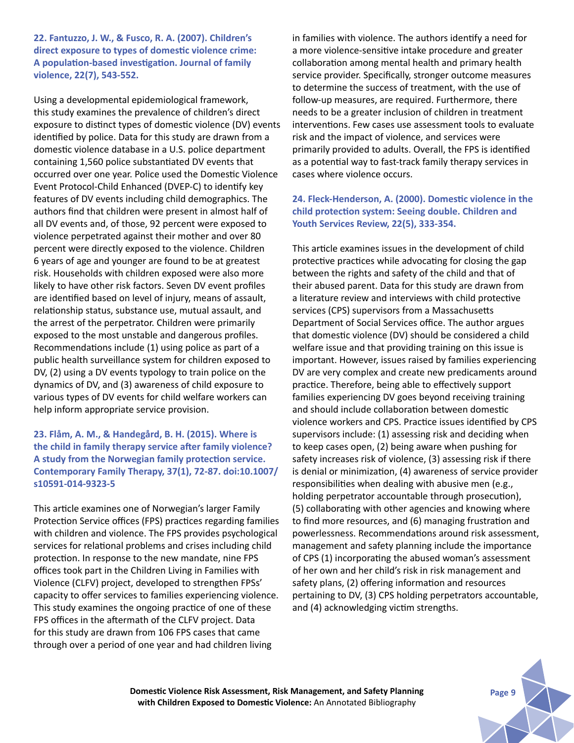**22. Fantuzzo, J. W., & Fusco, R. A. (2007). Children's direct exposure to types of domestic violence crime: A population-based investigation. Journal of family violence, 22(7), 543-552.**

Using a developmental epidemiological framework, this study examines the prevalence of children's direct exposure to distinct types of domestic violence (DV) events identified by police. Data for this study are drawn from a domestic violence database in a U.S. police department containing 1,560 police substantiated DV events that occurred over one year. Police used the Domestic Violence Event Protocol-Child Enhanced (DVEP-C) to identify key features of DV events including child demographics. The authors find that children were present in almost half of all DV events and, of those, 92 percent were exposed to violence perpetrated against their mother and over 80 percent were directly exposed to the violence. Children 6 years of age and younger are found to be at greatest risk. Households with children exposed were also more likely to have other risk factors. Seven DV event profiles are identified based on level of injury, means of assault, relationship status, substance use, mutual assault, and the arrest of the perpetrator. Children were primarily exposed to the most unstable and dangerous profiles. Recommendations include (1) using police as part of a public health surveillance system for children exposed to DV, (2) using a DV events typology to train police on the dynamics of DV, and (3) awareness of child exposure to various types of DV events for child welfare workers can help inform appropriate service provision.

**23. Flåm, A. M., & Handegård, B. H. (2015). Where is the child in family therapy service after family violence? A study from the Norwegian family protection service. Contemporary Family Therapy, 37(1), 72-87. doi:10.1007/s10591-014-9323-5**

This article examines one of Norwegian's larger Family Protection Service offices (FPS) practices regarding families with children and violence. The FPS provides psychological services for relational problems and crises including child protection. In response to the new mandate, nine FPS offices took part in the Children Living in Families with Violence (CLFV) project, developed to strengthen FPSs' capacity to offer services to families experiencing violence. This study examines the ongoing practice of one of these FPS offices in the aftermath of the CLFV project. Data for this study are drawn from 106 FPS cases that came through over a period of one year and had children living in families with violence. The authors identify a need for a more violence-sensitive intake procedure and greater collaboration among mental health and primary health service provider. Specifically, stronger outcome measures to determine the success of treatment, with the use of follow-up measures, are required. Furthermore, there needs to be a greater inclusion of children in treatment interventions. Few cases use assessment tools to evaluate risk and the impact of violence, and services were primarily provided to adults. Overall, the FPS is identified as a potential way to fast-track family therapy services in cases where violence occurs.

**24. Fleck-Henderson, A. (2000). Domestic violence in the child protection system: Seeing double. Children and Youth Services Review, 22(5), 333-354.**

This article examines issues in the development of child protective practices while advocating for closing the gap between the rights and safety of the child and that of their abused parent. Data for this study are drawn from a literature review and interviews with child protective services (CPS) supervisors from a Massachusetts Department of Social Services office. The author argues that domestic violence (DV) should be considered a child welfare issue and that providing training on this issue is important. However, issues raised by families experiencing DV are very complex and create new predicaments around practice. Therefore, being able to effectively support families experiencing DV goes beyond receiving training and should include collaboration between domestic violence workers and CPS. Practice issues identified by CPS supervisors include: (1) assessing risk and deciding when to keep cases open, (2) being aware when pushing for safety increases risk of violence, (3) assessing risk if there is denial or minimization, (4) awareness of service provider responsibilities when dealing with abusive men (e.g., holding perpetrator accountable through prosecution), (5) collaborating with other agencies and knowing where to find more resources, and (6) managing frustration and powerlessness. Recommendations around risk assessment, management and safety planning include the importance of CPS (1) incorporating the abused woman's assessment of her own and her child's risk in risk management and safety plans, (2) offering information and resources pertaining to DV, (3) CPS holding perpetrators accountable, and (4) acknowledging victim strengths.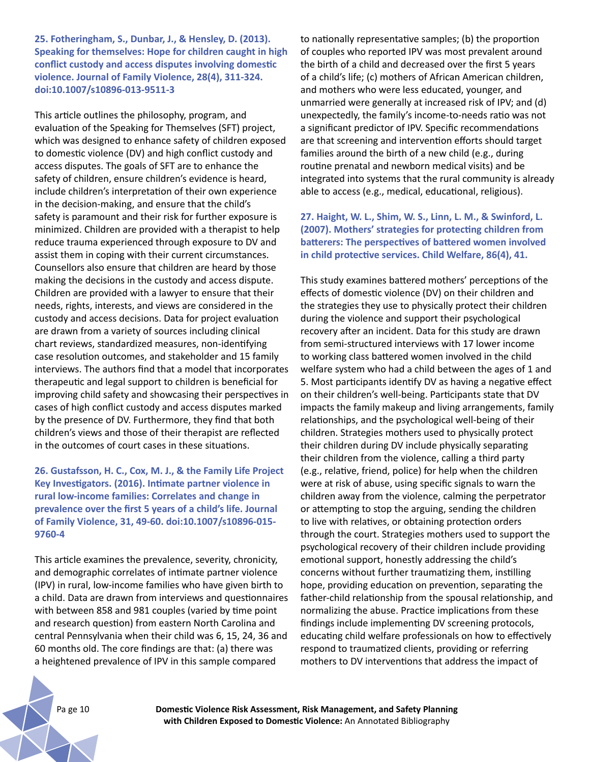**25. Fotheringham, S., Dunbar, J., & Hensley, D. (2013). Speaking for themselves: Hope for children caught in high conflict custody and access disputes involving domestic violence. Journal of Family Violence, 28(4), 311-324. doi:10.1007/s10896-013-9511-3**

This article outlines the philosophy, program, and evaluation of the Speaking for Themselves (SFT) project, which was designed to enhance safety of children exposed to domestic violence (DV) and high conflict custody and access disputes. The goals of SFT are to enhance the safety of children, ensure children's evidence is heard, include children's interpretation of their own experience in the decision-making, and ensure that the child's safety is paramount and their risk for further exposure is minimized. Children are provided with a therapist to help reduce trauma experienced through exposure to DV and assist them in coping with their current circumstances. Counsellors also ensure that children are heard by those making the decisions in the custody and access dispute. Children are provided with a lawyer to ensure that their needs, rights, interests, and views are considered in the custody and access decisions. Data for project evaluation are drawn from a variety of sources including clinical chart reviews, standardized measures, non-identifying case resolution outcomes, and stakeholder and 15 family interviews. The authors find that a model that incorporates therapeutic and legal support to children is beneficial for improving child safety and showcasing their perspectives in cases of high conflict custody and access disputes marked by the presence of DV. Furthermore, they find that both children's views and those of their therapist are reflected in the outcomes of court cases in these situations.

**26. Gustafsson, H. C., Cox, M. J., & the Family Life Project Key Investigators. (2016). Intimate partner violence in rural low-income families: Correlates and change in prevalence over the first 5 years of a child's life. Journal of Family Violence, 31, 49-60. doi:10.1007/s10896-015-9760-4**

This article examines the prevalence, severity, chronicity, and demographic correlates of intimate partner violence (IPV) in rural, low-income families who have given birth to a child. Data are drawn from interviews and questionnaires with between 858 and 981 couples (varied by time point and research question) from eastern North Carolina and central Pennsylvania when their child was 6, 15, 24, 36 and 60 months old. The core findings are that: (a) there was a heightened prevalence of IPV in this sample compared to nationally representative samples; (b) the proportion of couples who reported IPV was most prevalent around the birth of a child and decreased over the first 5 years of a child's life; (c) mothers of African American children, and mothers who were less educated, younger, and unmarried were generally at increased risk of IPV; and (d) unexpectedly, the family's income-to-needs ratio was not a significant predictor of IPV. Specific recommendations are that screening and intervention efforts should target families around the birth of a new child (e.g., during routine prenatal and newborn medical visits) and be integrated into systems that the rural community is already able to access (e.g., medical, educational, religious).

**27. Haight, W. L., Shim, W. S., Linn, L. M., & Swinford, L. (2007). Mothers' strategies for protecting children from batterers: The perspectives of battered women involved in child protective services. Child Welfare, 86(4), 41.**

This study examines battered mothers' perceptions of the effects of domestic violence (DV) on their children and the strategies they use to physically protect their children during the violence and support their psychological recovery after an incident. Data for this study are drawn from semi-structured interviews with 17 lower income to working class battered women involved in the child welfare system who had a child between the ages of 1 and 5. Most participants identify DV as having a negative effect on their children's well-being. Participants state that DV impacts the family makeup and living arrangements, family relationships, and the psychological well-being of their children. Strategies mothers used to physically protect their children during DV include physically separating their children from the violence, calling a third party (e.g., relative, friend, police) for help when the children were at risk of abuse, using specific signals to warn the children away from the violence, calming the perpetrator or attempting to stop the arguing, sending the children to live with relatives, or obtaining protection orders through the court. Strategies mothers used to support the psychological recovery of their children include providing emotional support, honestly addressing the child's concerns without further traumatizing them, instilling hope, providing education on prevention, separating the father-child relationship from the spousal relationship, and normalizing the abuse. Practice implications from these findings include implementing DV screening protocols, educating child welfare professionals on how to effectively respond to traumatized clients, providing or referring mothers to DV interventions that address the impact of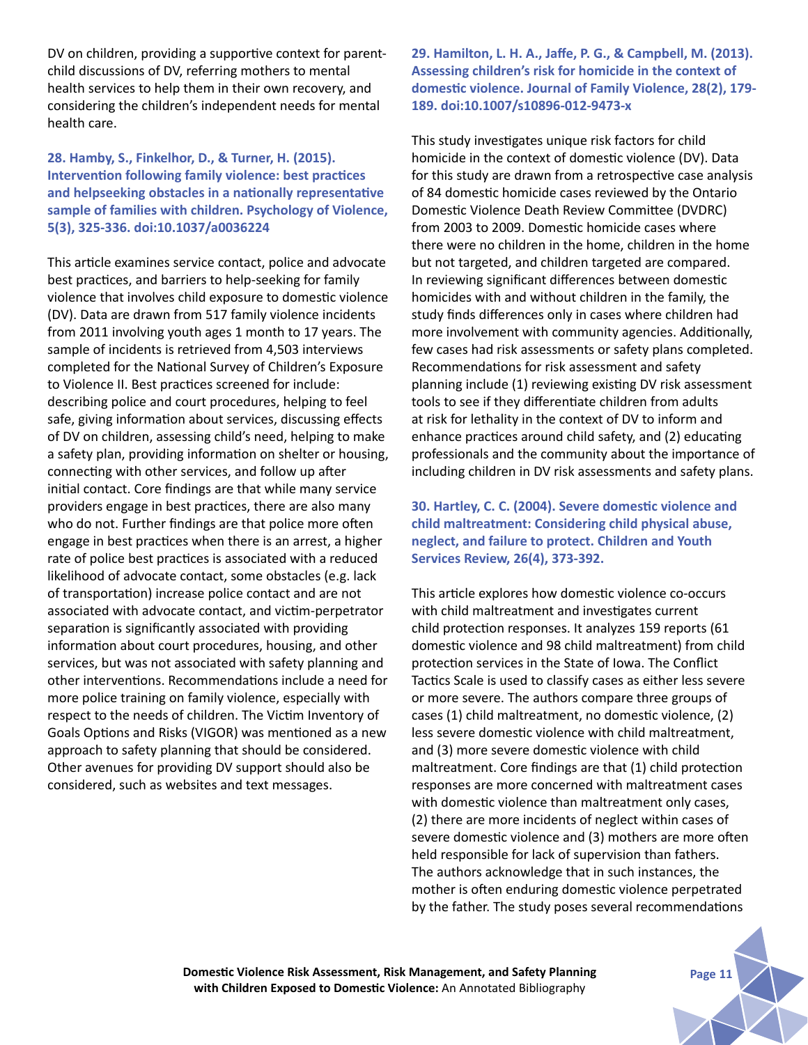DV on children, providing a supportive context for parent-child discussions of DV, referring mothers to mental health services to help them in their own recovery, and considering the children's independent needs for mental health care.

**28. Hamby, S., Finkelhor, D., & Turner, H. (2015). Intervention following family violence: best practices and helpseeking obstacles in a nationally representative sample of families with children. Psychology of Violence, 5(3), 325-336. doi:10.1037/a0036224**

This article examines service contact, police and advocate best practices, and barriers to help-seeking for family violence that involves child exposure to domestic violence (DV). Data are drawn from 517 family violence incidents from 2011 involving youth ages 1 month to 17 years. The sample of incidents is retrieved from 4,503 interviews completed for the National Survey of Children's Exposure to Violence II. Best practices screened for include: describing police and court procedures, helping to feel safe, giving information about services, discussing effects of DV on children, assessing child's need, helping to make a safety plan, providing information on shelter or housing, connecting with other services, and follow up after initial contact. Core findings are that while many service providers engage in best practices, there are also many who do not. Further findings are that police more often engage in best practices when there is an arrest, a higher rate of police best practices is associated with a reduced likelihood of advocate contact, some obstacles (e.g. lack of transportation) increase police contact and are not associated with advocate contact, and victim-perpetrator separation is significantly associated with providing information about court procedures, housing, and other services, but was not associated with safety planning and other interventions. Recommendations include a need for more police training on family violence, especially with respect to the needs of children. The Victim Inventory of Goals Options and Risks (VIGOR) was mentioned as a new approach to safety planning that should be considered. Other avenues for providing DV support should also be considered, such as websites and text messages.

**29. Hamilton, L. H. A., Jaffe, P. G., & Campbell, M. (2013). Assessing children's risk for homicide in the context of domestic violence. Journal of Family Violence, 28(2), 179-189. doi:10.1007/s10896-012-9473-x**

This study investigates unique risk factors for child homicide in the context of domestic violence (DV). Data for this study are drawn from a retrospective case analysis of 84 domestic homicide cases reviewed by the Ontario Domestic Violence Death Review Committee (DVDRC) from 2003 to 2009. Domestic homicide cases where there were no children in the home, children in the home but not targeted, and children targeted are compared. In reviewing significant differences between domestic homicides with and without children in the family, the study finds differences only in cases where children had more involvement with community agencies. Additionally, few cases had risk assessments or safety plans completed. Recommendations for risk assessment and safety planning include (1) reviewing existing DV risk assessment tools to see if they differentiate children from adults at risk for lethality in the context of DV to inform and enhance practices around child safety, and (2) educating professionals and the community about the importance of including children in DV risk assessments and safety plans.

**30. Hartley, C. C. (2004). Severe domestic violence and child maltreatment: Considering child physical abuse, neglect, and failure to protect. Children and Youth Services Review, 26(4), 373-392.**

This article explores how domestic violence co-occurs with child maltreatment and investigates current child protection responses. It analyzes 159 reports (61 domestic violence and 98 child maltreatment) from child protection services in the State of Iowa. The Conflict Tactics Scale is used to classify cases as either less severe or more severe. The authors compare three groups of cases (1) child maltreatment, no domestic violence, (2) less severe domestic violence with child maltreatment, and (3) more severe domestic violence with child maltreatment. Core findings are that (1) child protection responses are more concerned with maltreatment cases with domestic violence than maltreatment only cases, (2) there are more incidents of neglect within cases of severe domestic violence and (3) mothers are more often held responsible for lack of supervision than fathers. The authors acknowledge that in such instances, the mother is often enduring domestic violence perpetrated by the father. The study poses several recommendations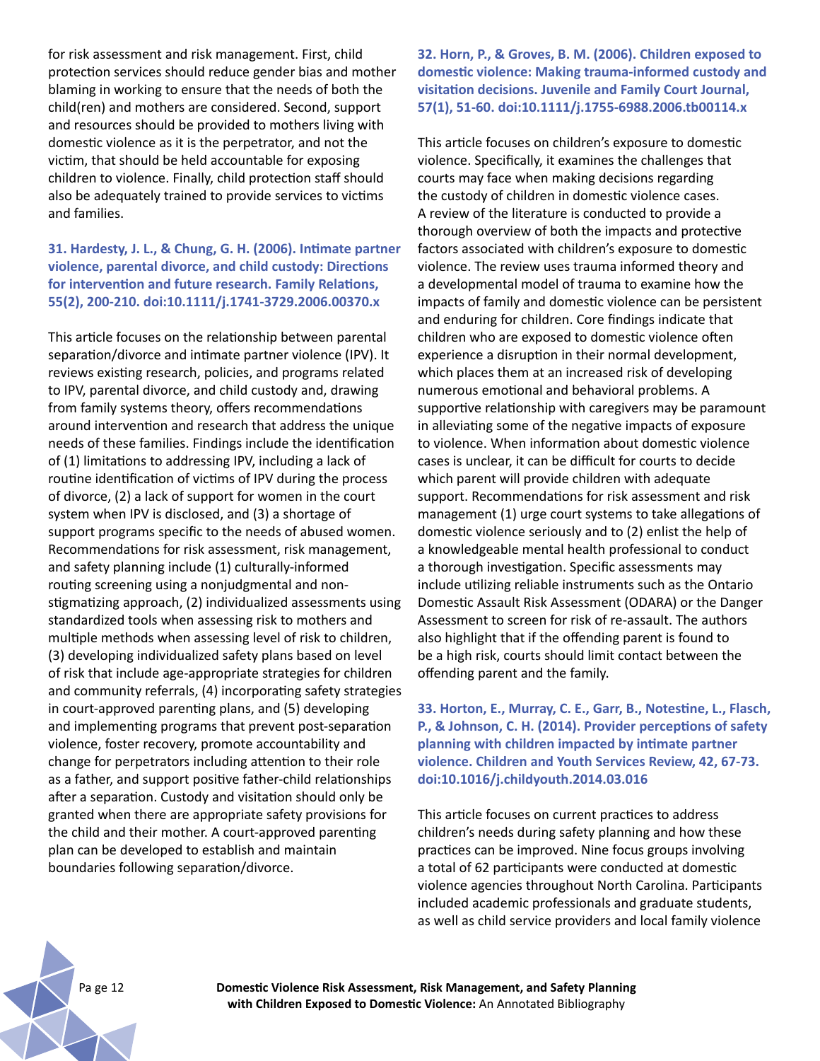for risk assessment and risk management. First, child protection services should reduce gender bias and mother blaming in working to ensure that the needs of both the child(ren) and mothers are considered. Second, support and resources should be provided to mothers living with domestic violence as it is the perpetrator, and not the victim, that should be held accountable for exposing children to violence. Finally, child protection staff should also be adequately trained to provide services to victims and families.

**31. Hardesty, J. L., & Chung, G. H. (2006). Intimate partner violence, parental divorce, and child custody: Directions for intervention and future research. Family Relations, 55(2), 200-210. doi:10.1111/j.1741-3729.2006.00370.x**

This article focuses on the relationship between parental separation/divorce and intimate partner violence (IPV). It reviews existing research, policies, and programs related to IPV, parental divorce, and child custody and, drawing from family systems theory, offers recommendations around intervention and research that address the unique needs of these families. Findings include the identification of (1) limitations to addressing IPV, including a lack of routine identification of victims of IPV during the process of divorce, (2) a lack of support for women in the court system when IPV is disclosed, and (3) a shortage of support programs specific to the needs of abused women. Recommendations for risk assessment, risk management, and safety planning include (1) culturally-informed routing screening using a nonjudgmental and non-stigmatizing approach, (2) individualized assessments using standardized tools when assessing risk to mothers and multiple methods when assessing level of risk to children, (3) developing individualized safety plans based on level of risk that include age-appropriate strategies for children and community referrals, (4) incorporating safety strategies in court-approved parenting plans, and (5) developing and implementing programs that prevent post-separation violence, foster recovery, promote accountability and change for perpetrators including attention to their role as a father, and support positive father-child relationships after a separation. Custody and visitation should only be granted when there are appropriate safety provisions for the child and their mother. A court-approved parenting plan can be developed to establish and maintain boundaries following separation/divorce.

**32. Horn, P., & Groves, B. M. (2006). Children exposed to domestic violence: Making trauma-informed custody and visitation decisions. Juvenile and Family Court Journal, 57(1), 51-60. doi:10.1111/j.1755-6988.2006.tb00114.x**

This article focuses on children's exposure to domestic violence. Specifically, it examines the challenges that courts may face when making decisions regarding the custody of children in domestic violence cases. A review of the literature is conducted to provide a thorough overview of both the impacts and protective factors associated with children's exposure to domestic violence. The review uses trauma informed theory and a developmental model of trauma to examine how the impacts of family and domestic violence can be persistent and enduring for children. Core findings indicate that children who are exposed to domestic violence often experience a disruption in their normal development, which places them at an increased risk of developing numerous emotional and behavioral problems. A supportive relationship with caregivers may be paramount in alleviating some of the negative impacts of exposure to violence. When information about domestic violence cases is unclear, it can be difficult for courts to decide which parent will provide children with adequate support. Recommendations for risk assessment and risk management (1) urge court systems to take allegations of domestic violence seriously and to (2) enlist the help of a knowledgeable mental health professional to conduct a thorough investigation. Specific assessments may include utilizing reliable instruments such as the Ontario Domestic Assault Risk Assessment (ODARA) or the Danger Assessment to screen for risk of re-assault. The authors also highlight that if the offending parent is found to be a high risk, courts should limit contact between the offending parent and the family.

**33. Horton, E., Murray, C. E., Garr, B., Notestine, L., Flasch, P., & Johnson, C. H. (2014). Provider perceptions of safety planning with children impacted by intimate partner violence. Children and Youth Services Review, 42, 67-73. doi:10.1016/j.childyouth.2014.03.016**

This article focuses on current practices to address children's needs during safety planning and how these practices can be improved. Nine focus groups involving a total of 62 participants were conducted at domestic violence agencies throughout North Carolina. Participants included academic professionals and graduate students, as well as child service providers and local family violence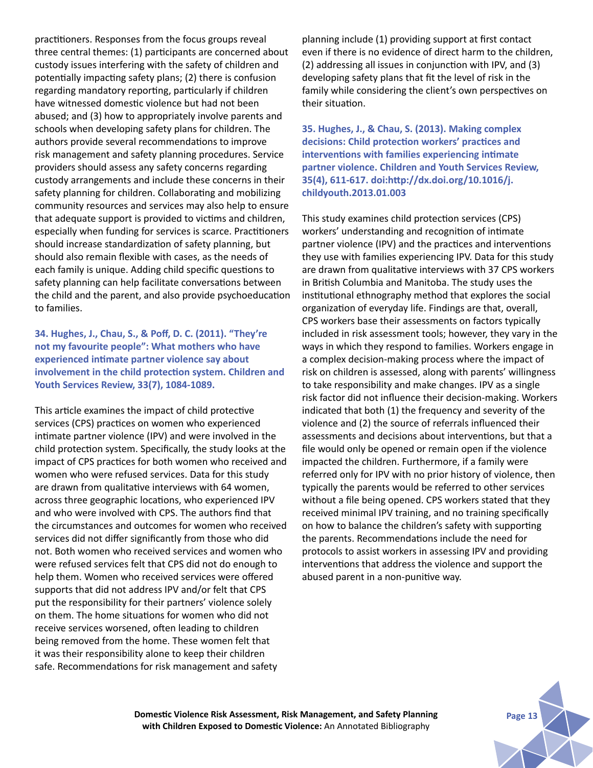practitioners. Responses from the focus groups reveal three central themes: (1) participants are concerned about custody issues interfering with the safety of children and potentially impacting safety plans; (2) there is confusion regarding mandatory reporting, particularly if children have witnessed domestic violence but had not been abused; and (3) how to appropriately involve parents and schools when developing safety plans for children. The authors provide several recommendations to improve risk management and safety planning procedures. Service providers should assess any safety concerns regarding custody arrangements and include these concerns in their safety planning for children. Collaborating and mobilizing community resources and services may also help to ensure that adequate support is provided to victims and children, especially when funding for services is scarce. Practitioners should increase standardization of safety planning, but should also remain flexible with cases, as the needs of each family is unique. Adding child specific questions to safety planning can help facilitate conversations between the child and the parent, and also provide psychoeducation to families.

**34. Hughes, J., Chau, S., & Poff, D. C. (2011). "They're not my favourite people": What mothers who have experienced intimate partner violence say about involvement in the child protection system. Children and Youth Services Review, 33(7), 1084-1089.**

This article examines the impact of child protective services (CPS) practices on women who experienced intimate partner violence (IPV) and were involved in the child protection system. Specifically, the study looks at the impact of CPS practices for both women who received and women who were refused services. Data for this study are drawn from qualitative interviews with 64 women, across three geographic locations, who experienced IPV and who were involved with CPS. The authors find that the circumstances and outcomes for women who received services did not differ significantly from those who did not. Both women who received services and women who were refused services felt that CPS did not do enough to help them. Women who received services were offered supports that did not address IPV and/or felt that CPS put the responsibility for their partners' violence solely on them. The home situations for women who did not receive services worsened, often leading to children being removed from the home. These women felt that it was their responsibility alone to keep their children safe. Recommendations for risk management and safety planning include (1) providing support at first contact even if there is no evidence of direct harm to the children, (2) addressing all issues in conjunction with IPV, and (3) developing safety plans that fit the level of risk in the family while considering the client's own perspectives on their situation.

**35. Hughes, J., & Chau, S. (2013). Making complex decisions: Child protection workers' practices and interventions with families experiencing intimate partner violence. Children and Youth Services Review, 35(4), 611-617. doi:http://dx.doi.org/10.1016/j.childyouth.2013.01.003**

This study examines child protection services (CPS) workers' understanding and recognition of intimate partner violence (IPV) and the practices and interventions they use with families experiencing IPV. Data for this study are drawn from qualitative interviews with 37 CPS workers in British Columbia and Manitoba. The study uses the institutional ethnography method that explores the social organization of everyday life. Findings are that, overall, CPS workers base their assessments on factors typically included in risk assessment tools; however, they vary in the ways in which they respond to families. Workers engage in a complex decision-making process where the impact of risk on children is assessed, along with parents' willingness to take responsibility and make changes. IPV as a single risk factor did not influence their decision-making. Workers indicated that both (1) the frequency and severity of the violence and (2) the source of referrals influenced their assessments and decisions about interventions, but that a file would only be opened or remain open if the violence impacted the children. Furthermore, if a family were referred only for IPV with no prior history of violence, then typically the parents would be referred to other services without a file being opened. CPS workers stated that they received minimal IPV training, and no training specifically on how to balance the children's safety with supporting the parents. Recommendations include the need for protocols to assist workers in assessing IPV and providing interventions that address the violence and support the abused parent in a non-punitive way.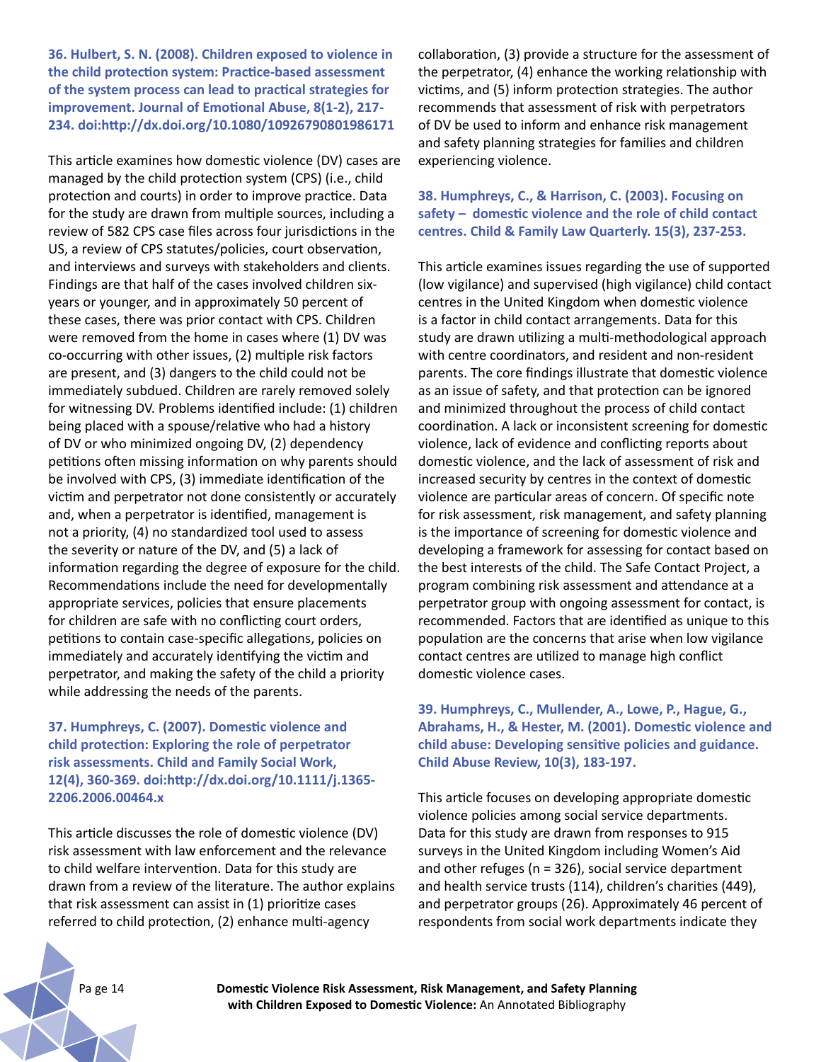**36. Hulbert, S. N. (2008). Children exposed to violence in the child protection system: Practice-based assessment of the system process can lead to practical strategies for improvement. Journal of Emotional Abuse, 8(1-2), 217-234. doi:http://dx.doi.org/10.1080/10926790801986171**

This article examines how domestic violence (DV) cases are managed by the child protection system (CPS) (i.e., child protection and courts) in order to improve practice. Data for the study are drawn from multiple sources, including a review of 582 CPS case files across four jurisdictions in the US, a review of CPS statutes/policies, court observation, and interviews and surveys with stakeholders and clients. Findings are that half of the cases involved children six-years or younger, and in approximately 50 percent of these cases, there was prior contact with CPS. Children were removed from the home in cases where (1) DV was co-occurring with other issues, (2) multiple risk factors are present, and (3) dangers to the child could not be immediately subdued. Children are rarely removed solely for witnessing DV. Problems identified include: (1) children being placed with a spouse/relative who had a history of DV or who minimized ongoing DV, (2) dependency petitions often missing information on why parents should be involved with CPS, (3) immediate identification of the victim and perpetrator not done consistently or accurately and, when a perpetrator is identified, management is not a priority, (4) no standardized tool used to assess the severity or nature of the DV, and (5) a lack of information regarding the degree of exposure for the child. Recommendations include the need for developmentally appropriate services, policies that ensure placements for children are safe with no conflicting court orders, petitions to contain case-specific allegations, policies on immediately and accurately identifying the victim and perpetrator, and making the safety of the child a priority while addressing the needs of the parents.

**37. Humphreys, C. (2007). Domestic violence and child protection: Exploring the role of perpetrator risk assessments. Child and Family Social Work, 12(4), 360-369. doi:http://dx.doi.org/10.1111/j.1365-2206.2006.00464.x**

This article discusses the role of domestic violence (DV) risk assessment with law enforcement and the relevance to child welfare intervention. Data for this study are drawn from a review of the literature. The author explains that risk assessment can assist in (1) prioritize cases referred to child protection, (2) enhance multi-agency collaboration, (3) provide a structure for the assessment of the perpetrator, (4) enhance the working relationship with victims, and (5) inform protection strategies. The author recommends that assessment of risk with perpetrators of DV be used to inform and enhance risk management and safety planning strategies for families and children experiencing violence.

**38. Humphreys, C., & Harrison, C. (2003). Focusing on safety – domestic violence and the role of child contact centres. Child & Family Law Quarterly. 15(3), 237-253.**

This article examines issues regarding the use of supported (low vigilance) and supervised (high vigilance) child contact centres in the United Kingdom when domestic violence is a factor in child contact arrangements. Data for this study are drawn utilizing a multi-methodological approach with centre coordinators, and resident and non-resident parents. The core findings illustrate that domestic violence as an issue of safety, and that protection can be ignored and minimized throughout the process of child contact coordination. A lack or inconsistent screening for domestic violence, lack of evidence and conflicting reports about domestic violence, and the lack of assessment of risk and increased security by centres in the context of domestic violence are particular areas of concern. Of specific note for risk assessment, risk management, and safety planning is the importance of screening for domestic violence and developing a framework for assessing for contact based on the best interests of the child. The Safe Contact Project, a program combining risk assessment and attendance at a perpetrator group with ongoing assessment for contact, is recommended. Factors that are identified as unique to this population are the concerns that arise when low vigilance contact centres are utilized to manage high conflict domestic violence cases.

**39. Humphreys, C., Mullender, A., Lowe, P., Hague, G., Abrahams, H., & Hester, M. (2001). Domestic violence and child abuse: Developing sensitive policies and guidance. Child Abuse Review, 10(3), 183-197.**

This article focuses on developing appropriate domestic violence policies among social service departments. Data for this study are drawn from responses to 915 surveys in the United Kingdom including Women's Aid and other refuges (n = 326), social service department and health service trusts (114), children's charities (449), and perpetrator groups (26). Approximately 46 percent of respondents from social work departments indicate they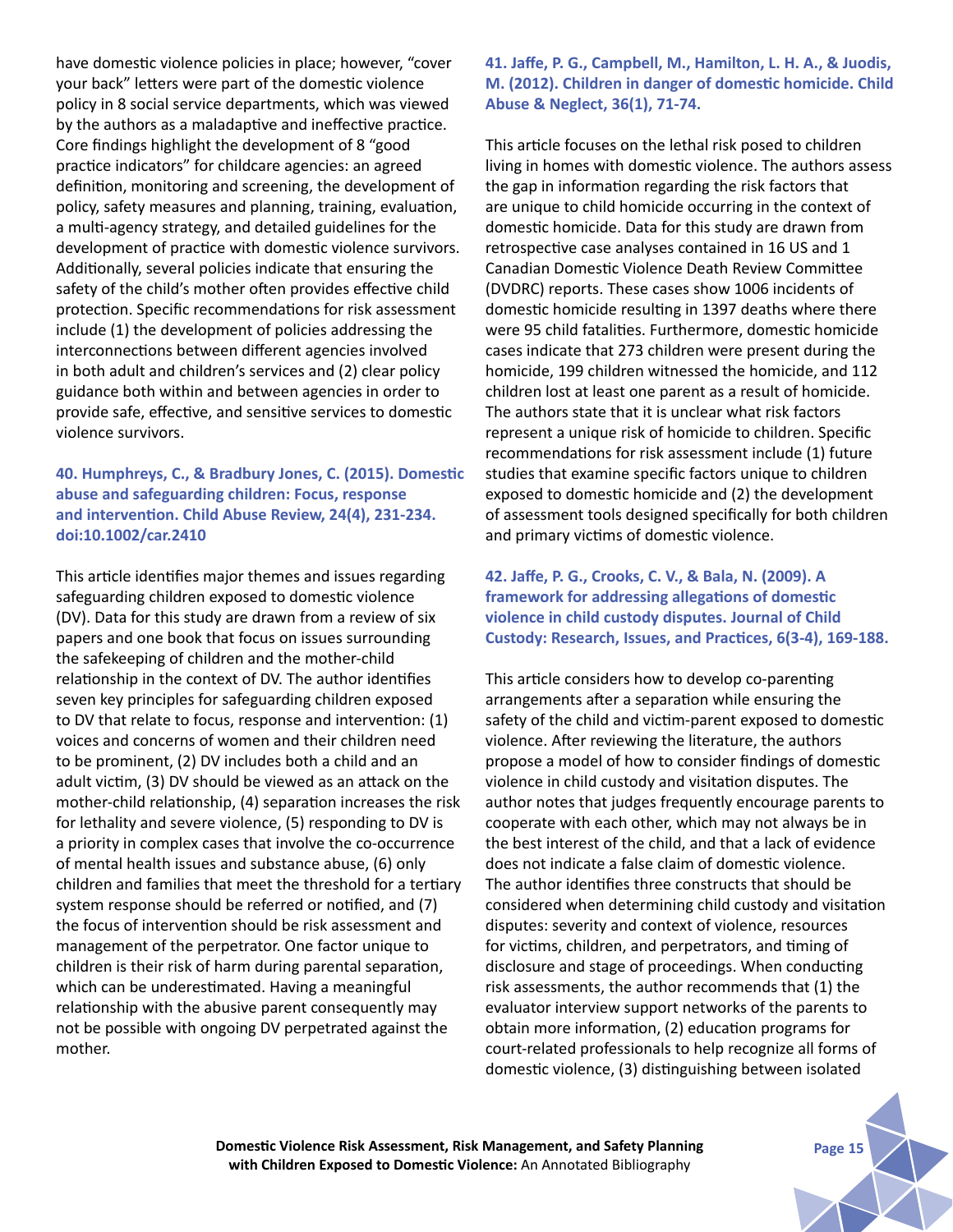have domestic violence policies in place; however, "cover your back" letters were part of the domestic violence policy in 8 social service departments, which was viewed by the authors as a maladaptive and ineffective practice. Core findings highlight the development of 8 "good practice indicators" for childcare agencies: an agreed definition, monitoring and screening, the development of policy, safety measures and planning, training, evaluation, a multi-agency strategy, and detailed guidelines for the development of practice with domestic violence survivors. Additionally, several policies indicate that ensuring the safety of the child's mother often provides effective child protection. Specific recommendations for risk assessment include (1) the development of policies addressing the interconnections between different agencies involved in both adult and children's services and (2) clear policy guidance both within and between agencies in order to provide safe, effective, and sensitive services to domestic violence survivors.

### 40. Humphreys, C., & Bradbury Jones, C. (2015). Domestic abuse and safeguarding children: Focus, response and intervention. Child Abuse Review, 24(4), 231-234. doi:10.1002/car.2410

This article identifies major themes and issues regarding safeguarding children exposed to domestic violence (DV). Data for this study are drawn from a review of six papers and one book that focus on issues surrounding the safekeeping of children and the mother-child relationship in the context of DV. The author identifies seven key principles for safeguarding children exposed to DV that relate to focus, response and intervention: (1) voices and concerns of women and their children need to be prominent, (2) DV includes both a child and an adult victim, (3) DV should be viewed as an attack on the mother-child relationship, (4) separation increases the risk for lethality and severe violence, (5) responding to DV is a priority in complex cases that involve the co-occurrence of mental health issues and substance abuse, (6) only children and families that meet the threshold for a tertiary system response should be referred or notified, and (7) the focus of intervention should be risk assessment and management of the perpetrator. One factor unique to children is their risk of harm during parental separation, which can be underestimated. Having a meaningful relationship with the abusive parent consequently may not be possible with ongoing DV perpetrated against the mother.

### 41. Jaffe, P. G., Campbell, M., Hamilton, L. H. A., & Juodis, M. (2012). Children in danger of domestic homicide. Child Abuse & Neglect, 36(1), 71-74.

This article focuses on the lethal risk posed to children living in homes with domestic violence. The authors assess the gap in information regarding the risk factors that are unique to child homicide occurring in the context of domestic homicide. Data for this study are drawn from retrospective case analyses contained in 16 US and 1 Canadian Domestic Violence Death Review Committee (DVDRC) reports. These cases show 1006 incidents of domestic homicide resulting in 1397 deaths where there were 95 child fatalities. Furthermore, domestic homicide cases indicate that 273 children were present during the homicide, 199 children witnessed the homicide, and 112 children lost at least one parent as a result of homicide. The authors state that it is unclear what risk factors represent a unique risk of homicide to children. Specific recommendations for risk assessment include (1) future studies that examine specific factors unique to children exposed to domestic homicide and (2) the development of assessment tools designed specifically for both children and primary victims of domestic violence.

### 42. Jaffe, P. G., Crooks, C. V., & Bala, N. (2009). A framework for addressing allegations of domestic violence in child custody disputes. Journal of Child Custody: Research, Issues, and Practices, 6(3-4), 169-188.

This article considers how to develop co-parenting arrangements after a separation while ensuring the safety of the child and victim-parent exposed to domestic violence. After reviewing the literature, the authors propose a model of how to consider findings of domestic violence in child custody and visitation disputes. The author notes that judges frequently encourage parents to cooperate with each other, which may not always be in the best interest of the child, and that a lack of evidence does not indicate a false claim of domestic violence. The author identifies three constructs that should be considered when determining child custody and visitation disputes: severity and context of violence, resources for victims, children, and perpetrators, and timing of disclosure and stage of proceedings. When conducting risk assessments, the author recommends that (1) the evaluator interview support networks of the parents to obtain more information, (2) education programs for court-related professionals to help recognize all forms of domestic violence, (3) distinguishing between isolated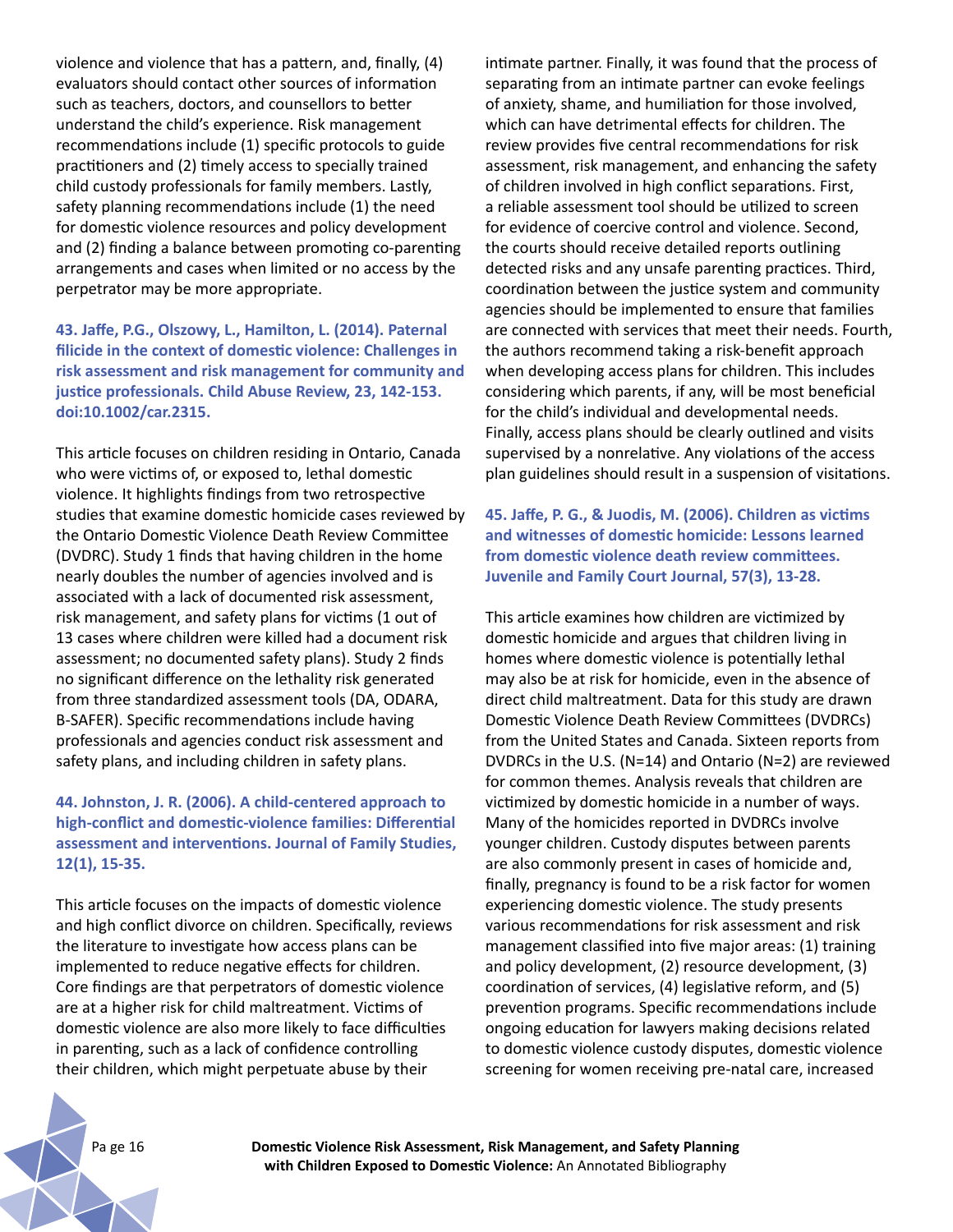violence and violence that has a pattern, and, finally, (4) evaluators should contact other sources of information such as teachers, doctors, and counsellors to better understand the child's experience. Risk management recommendations include (1) specific protocols to guide practitioners and (2) timely access to specially trained child custody professionals for family members. Lastly, safety planning recommendations include (1) the need for domestic violence resources and policy development and (2) finding a balance between promoting co-parenting arrangements and cases when limited or no access by the perpetrator may be more appropriate.

**43. Jaffe, P.G., Olszowy, L., Hamilton, L. (2014). Paternal filicide in the context of domestic violence: Challenges in risk assessment and risk management for community and justice professionals. Child Abuse Review, 23, 142-153. doi:10.1002/car.2315.**

This article focuses on children residing in Ontario, Canada who were victims of, or exposed to, lethal domestic violence. It highlights findings from two retrospective studies that examine domestic homicide cases reviewed by the Ontario Domestic Violence Death Review Committee (DVDRC). Study 1 finds that having children in the home nearly doubles the number of agencies involved and is associated with a lack of documented risk assessment, risk management, and safety plans for victims (1 out of 13 cases where children were killed had a document risk assessment; no documented safety plans). Study 2 finds no significant difference on the lethality risk generated from three standardized assessment tools (DA, ODARA, B-SAFER). Specific recommendations include having professionals and agencies conduct risk assessment and safety plans, and including children in safety plans.

**44. Johnston, J. R. (2006). A child-centered approach to high-conflict and domestic-violence families: Differential assessment and interventions. Journal of Family Studies, 12(1), 15-35.**

This article focuses on the impacts of domestic violence and high conflict divorce on children. Specifically, reviews the literature to investigate how access plans can be implemented to reduce negative effects for children. Core findings are that perpetrators of domestic violence are at a higher risk for child maltreatment. Victims of domestic violence are also more likely to face difficulties in parenting, such as a lack of confidence controlling their children, which might perpetuate abuse by their intimate partner. Finally, it was found that the process of separating from an intimate partner can evoke feelings of anxiety, shame, and humiliation for those involved, which can have detrimental effects for children. The review provides five central recommendations for risk assessment, risk management, and enhancing the safety of children involved in high conflict separations. First, a reliable assessment tool should be utilized to screen for evidence of coercive control and violence. Second, the courts should receive detailed reports outlining detected risks and any unsafe parenting practices. Third, coordination between the justice system and community agencies should be implemented to ensure that families are connected with services that meet their needs. Fourth, the authors recommend taking a risk-benefit approach when developing access plans for children. This includes considering which parents, if any, will be most beneficial for the child's individual and developmental needs. Finally, access plans should be clearly outlined and visits supervised by a nonrelative. Any violations of the access plan guidelines should result in a suspension of visitations.

**45. Jaffe, P. G., & Juodis, M. (2006). Children as victims and witnesses of domestic homicide: Lessons learned from domestic violence death review committees. Juvenile and Family Court Journal, 57(3), 13-28.**

This article examines how children are victimized by domestic homicide and argues that children living in homes where domestic violence is potentially lethal may also be at risk for homicide, even in the absence of direct child maltreatment. Data for this study are drawn Domestic Violence Death Review Committees (DVDRCs) from the United States and Canada. Sixteen reports from DVDRCs in the U.S. (N=14) and Ontario (N=2) are reviewed for common themes. Analysis reveals that children are victimized by domestic homicide in a number of ways. Many of the homicides reported in DVDRCs involve younger children. Custody disputes between parents are also commonly present in cases of homicide and, finally, pregnancy is found to be a risk factor for women experiencing domestic violence. The study presents various recommendations for risk assessment and risk management classified into five major areas: (1) training and policy development, (2) resource development, (3) coordination of services, (4) legislative reform, and (5) prevention programs. Specific recommendations include ongoing education for lawyers making decisions related to domestic violence custody disputes, domestic violence screening for women receiving pre-natal care, increased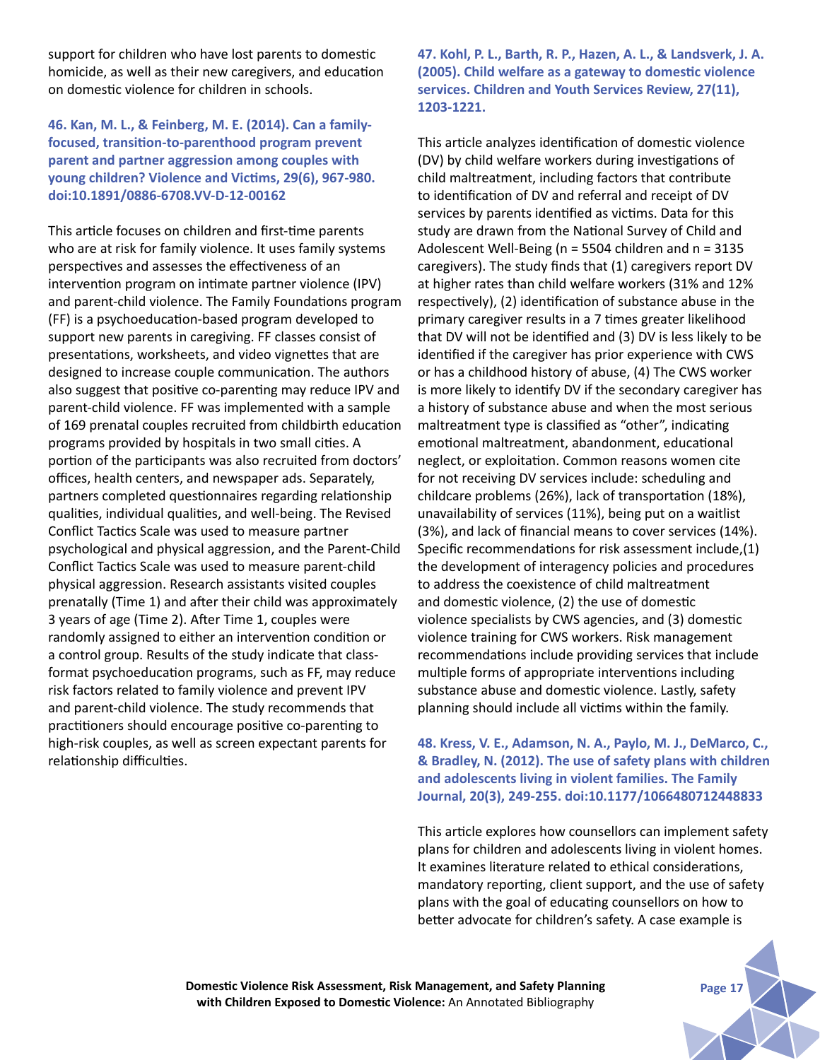support for children who have lost parents to domestic homicide, as well as their new caregivers, and education on domestic violence for children in schools.

### 46. Kan, M. L., & Feinberg, M. E. (2014). Can a family-focused, transition-to-parenthood program prevent parent and partner aggression among couples with young children? Violence and Victims, 29(6), 967-980. doi:10.1891/0886-6708.VV-D-12-00162

This article focuses on children and first-time parents who are at risk for family violence. It uses family systems perspectives and assesses the effectiveness of an intervention program on intimate partner violence (IPV) and parent-child violence. The Family Foundations program (FF) is a psychoeducation-based program developed to support new parents in caregiving. FF classes consist of presentations, worksheets, and video vignettes that are designed to increase couple communication. The authors also suggest that positive co-parenting may reduce IPV and parent-child violence. FF was implemented with a sample of 169 prenatal couples recruited from childbirth education programs provided by hospitals in two small cities. A portion of the participants was also recruited from doctors' offices, health centers, and newspaper ads. Separately, partners completed questionnaires regarding relationship qualities, individual qualities, and well-being. The Revised Conflict Tactics Scale was used to measure partner psychological and physical aggression, and the Parent-Child Conflict Tactics Scale was used to measure parent-child physical aggression. Research assistants visited couples prenatally (Time 1) and after their child was approximately 3 years of age (Time 2). After Time 1, couples were randomly assigned to either an intervention condition or a control group. Results of the study indicate that class-format psychoeducation programs, such as FF, may reduce risk factors related to family violence and prevent IPV and parent-child violence. The study recommends that practitioners should encourage positive co-parenting to high-risk couples, as well as screen expectant parents for relationship difficulties.

### 47. Kohl, P. L., Barth, R. P., Hazen, A. L., & Landsverk, J. A. (2005). Child welfare as a gateway to domestic violence services. Children and Youth Services Review, 27(11), 1203-1221.

This article analyzes identification of domestic violence (DV) by child welfare workers during investigations of child maltreatment, including factors that contribute to identification of DV and referral and receipt of DV services by parents identified as victims. Data for this study are drawn from the National Survey of Child and Adolescent Well-Being (n = 5504 children and n = 3135 caregivers). The study finds that (1) caregivers report DV at higher rates than child welfare workers (31% and 12% respectively), (2) identification of substance abuse in the primary caregiver results in a 7 times greater likelihood that DV will not be identified and (3) DV is less likely to be identified if the caregiver has prior experience with CWS or has a childhood history of abuse, (4) The CWS worker is more likely to identify DV if the secondary caregiver has a history of substance abuse and when the most serious maltreatment type is classified as "other", indicating emotional maltreatment, abandonment, educational neglect, or exploitation. Common reasons women cite for not receiving DV services include: scheduling and childcare problems (26%), lack of transportation (18%), unavailability of services (11%), being put on a waitlist (3%), and lack of financial means to cover services (14%). Specific recommendations for risk assessment include,(1) the development of interagency policies and procedures to address the coexistence of child maltreatment and domestic violence, (2) the use of domestic violence specialists by CWS agencies, and (3) domestic violence training for CWS workers. Risk management recommendations include providing services that include multiple forms of appropriate interventions including substance abuse and domestic violence. Lastly, safety planning should include all victims within the family.

### 48. Kress, V. E., Adamson, N. A., Paylo, M. J., DeMarco, C., & Bradley, N. (2012). The use of safety plans with children and adolescents living in violent families. The Family Journal, 20(3), 249-255. doi:10.1177/1066480712448833

This article explores how counsellors can implement safety plans for children and adolescents living in violent homes. It examines literature related to ethical considerations, mandatory reporting, client support, and the use of safety plans with the goal of educating counsellors on how to better advocate for children's safety. A case example is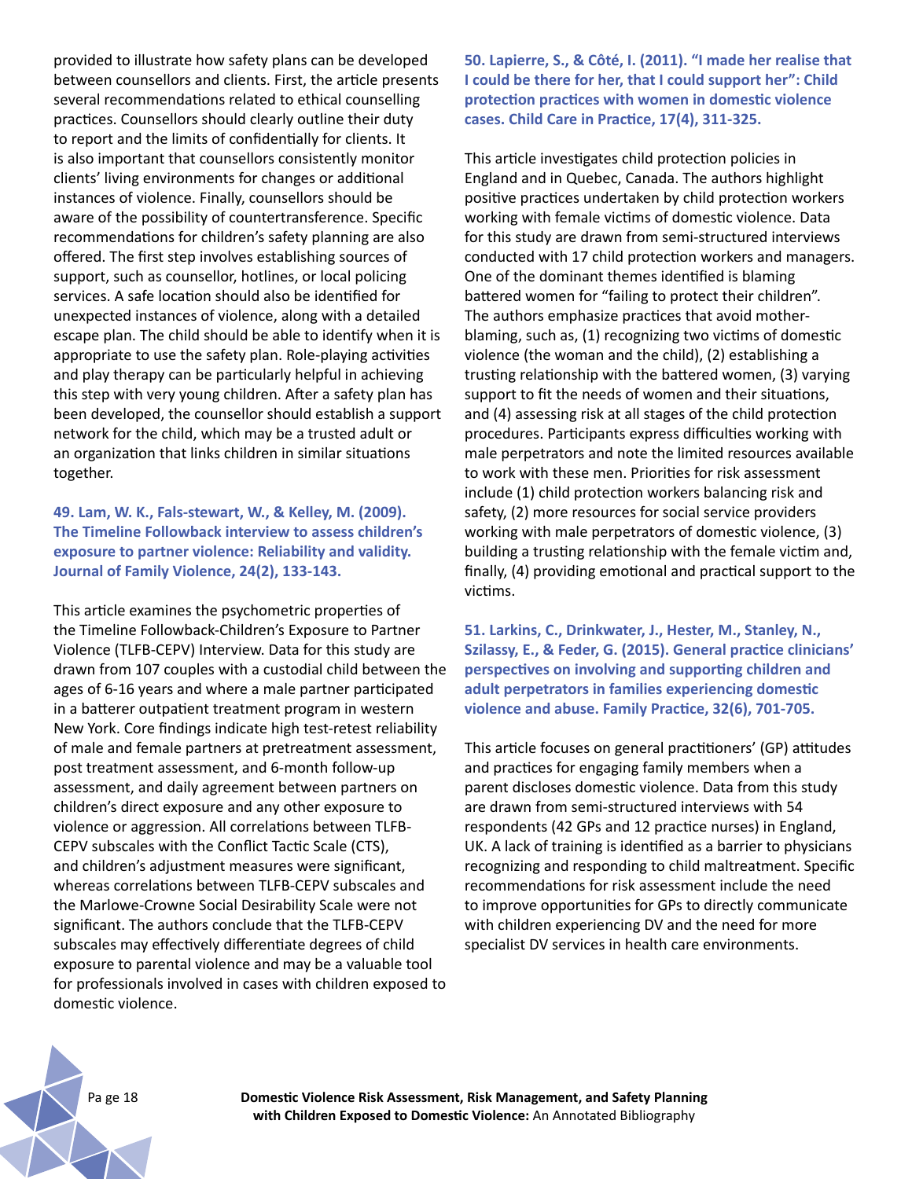provided to illustrate how safety plans can be developed between counsellors and clients. First, the article presents several recommendations related to ethical counselling practices. Counsellors should clearly outline their duty to report and the limits of confidentially for clients. It is also important that counsellors consistently monitor clients' living environments for changes or additional instances of violence. Finally, counsellors should be aware of the possibility of countertransference. Specific recommendations for children's safety planning are also offered. The first step involves establishing sources of support, such as counsellor, hotlines, or local policing services. A safe location should also be identified for unexpected instances of violence, along with a detailed escape plan. The child should be able to identify when it is appropriate to use the safety plan. Role-playing activities and play therapy can be particularly helpful in achieving this step with very young children. After a safety plan has been developed, the counsellor should establish a support network for the child, which may be a trusted adult or an organization that links children in similar situations together.

**49. Lam, W. K., Fals-stewart, W., & Kelley, M. (2009). The Timeline Followback interview to assess children's exposure to partner violence: Reliability and validity. Journal of Family Violence, 24(2), 133-143.**

This article examines the psychometric properties of the Timeline Followback-Children's Exposure to Partner Violence (TLFB-CEPV) Interview. Data for this study are drawn from 107 couples with a custodial child between the ages of 6-16 years and where a male partner participated in a batterer outpatient treatment program in western New York. Core findings indicate high test-retest reliability of male and female partners at pretreatment assessment, post treatment assessment, and 6-month follow-up assessment, and daily agreement between partners on children's direct exposure and any other exposure to violence or aggression. All correlations between TLFB-CEPV subscales with the Conflict Tactic Scale (CTS), and children's adjustment measures were significant, whereas correlations between TLFB-CEPV subscales and the Marlowe-Crowne Social Desirability Scale were not significant. The authors conclude that the TLFB-CEPV subscales may effectively differentiate degrees of child exposure to parental violence and may be a valuable tool for professionals involved in cases with children exposed to domestic violence.

**50. Lapierre, S., & Côté, I. (2011). "I made her realise that I could be there for her, that I could support her": Child protection practices with women in domestic violence cases. Child Care in Practice, 17(4), 311-325.**

This article investigates child protection policies in England and in Quebec, Canada. The authors highlight positive practices undertaken by child protection workers working with female victims of domestic violence. Data for this study are drawn from semi-structured interviews conducted with 17 child protection workers and managers. One of the dominant themes identified is blaming battered women for "failing to protect their children". The authors emphasize practices that avoid mother-blaming, such as, (1) recognizing two victims of domestic violence (the woman and the child), (2) establishing a trusting relationship with the battered women, (3) varying support to fit the needs of women and their situations, and (4) assessing risk at all stages of the child protection procedures. Participants express difficulties working with male perpetrators and note the limited resources available to work with these men. Priorities for risk assessment include (1) child protection workers balancing risk and safety, (2) more resources for social service providers working with male perpetrators of domestic violence, (3) building a trusting relationship with the female victim and, finally, (4) providing emotional and practical support to the victims.

**51. Larkins, C., Drinkwater, J., Hester, M., Stanley, N., Szilassy, E., & Feder, G. (2015). General practice clinicians' perspectives on involving and supporting children and adult perpetrators in families experiencing domestic violence and abuse. Family Practice, 32(6), 701-705.**

This article focuses on general practitioners' (GP) attitudes and practices for engaging family members when a parent discloses domestic violence. Data from this study are drawn from semi-structured interviews with 54 respondents (42 GPs and 12 practice nurses) in England, UK. A lack of training is identified as a barrier to physicians recognizing and responding to child maltreatment. Specific recommendations for risk assessment include the need to improve opportunities for GPs to directly communicate with children experiencing DV and the need for more specialist DV services in health care environments.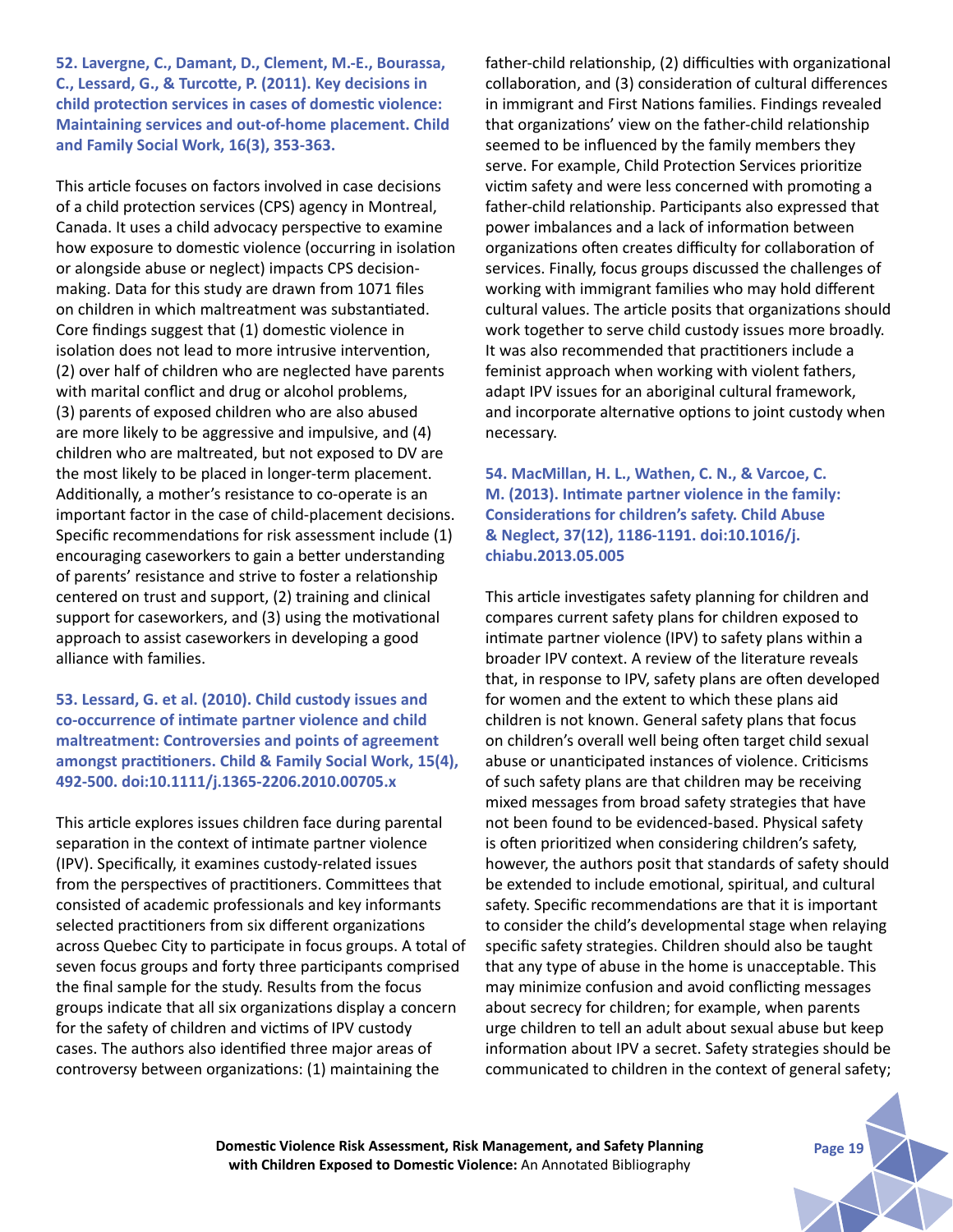**52. Lavergne, C., Damant, D., Clement, M.-E., Bourassa, C., Lessard, G., & Turcotte, P. (2011). Key decisions in child protection services in cases of domestic violence: Maintaining services and out-of-home placement. Child and Family Social Work, 16(3), 353-363.**

This article focuses on factors involved in case decisions of a child protection services (CPS) agency in Montreal, Canada. It uses a child advocacy perspective to examine how exposure to domestic violence (occurring in isolation or alongside abuse or neglect) impacts CPS decision-making. Data for this study are drawn from 1071 files on children in which maltreatment was substantiated. Core findings suggest that (1) domestic violence in isolation does not lead to more intrusive intervention, (2) over half of children who are neglected have parents with marital conflict and drug or alcohol problems, (3) parents of exposed children who are also abused are more likely to be aggressive and impulsive, and (4) children who are maltreated, but not exposed to DV are the most likely to be placed in longer-term placement. Additionally, a mother's resistance to co-operate is an important factor in the case of child-placement decisions. Specific recommendations for risk assessment include (1) encouraging caseworkers to gain a better understanding of parents' resistance and strive to foster a relationship centered on trust and support, (2) training and clinical support for caseworkers, and (3) using the motivational approach to assist caseworkers in developing a good alliance with families.

**53. Lessard, G. et al. (2010). Child custody issues and co-occurrence of intimate partner violence and child maltreatment: Controversies and points of agreement amongst practitioners. Child & Family Social Work, 15(4), 492-500. doi:10.1111/j.1365-2206.2010.00705.x**

This article explores issues children face during parental separation in the context of intimate partner violence (IPV). Specifically, it examines custody-related issues from the perspectives of practitioners. Committees that consisted of academic professionals and key informants selected practitioners from six different organizations across Quebec City to participate in focus groups. A total of seven focus groups and forty three participants comprised the final sample for the study. Results from the focus groups indicate that all six organizations display a concern for the safety of children and victims of IPV custody cases. The authors also identified three major areas of controversy between organizations: (1) maintaining the father-child relationship, (2) difficulties with organizational collaboration, and (3) consideration of cultural differences in immigrant and First Nations families. Findings revealed that organizations' view on the father-child relationship seemed to be influenced by the family members they serve. For example, Child Protection Services prioritize victim safety and were less concerned with promoting a father-child relationship. Participants also expressed that power imbalances and a lack of information between organizations often creates difficulty for collaboration of services. Finally, focus groups discussed the challenges of working with immigrant families who may hold different cultural values. The article posits that organizations should work together to serve child custody issues more broadly. It was also recommended that practitioners include a feminist approach when working with violent fathers, adapt IPV issues for an aboriginal cultural framework, and incorporate alternative options to joint custody when necessary.

**54. MacMillan, H. L., Wathen, C. N., & Varcoe, C. M. (2013). Intimate partner violence in the family: Considerations for children's safety. Child Abuse & Neglect, 37(12), 1186-1191. doi:10.1016/j.chiabu.2013.05.005**

This article investigates safety planning for children and compares current safety plans for children exposed to intimate partner violence (IPV) to safety plans within a broader IPV context. A review of the literature reveals that, in response to IPV, safety plans are often developed for women and the extent to which these plans aid children is not known. General safety plans that focus on children's overall well being often target child sexual abuse or unanticipated instances of violence. Criticisms of such safety plans are that children may be receiving mixed messages from broad safety strategies that have not been found to be evidenced-based. Physical safety is often prioritized when considering children's safety, however, the authors posit that standards of safety should be extended to include emotional, spiritual, and cultural safety. Specific recommendations are that it is important to consider the child's developmental stage when relaying specific safety strategies. Children should also be taught that any type of abuse in the home is unacceptable. This may minimize confusion and avoid conflicting messages about secrecy for children; for example, when parents urge children to tell an adult about sexual abuse but keep information about IPV a secret. Safety strategies should be communicated to children in the context of general safety;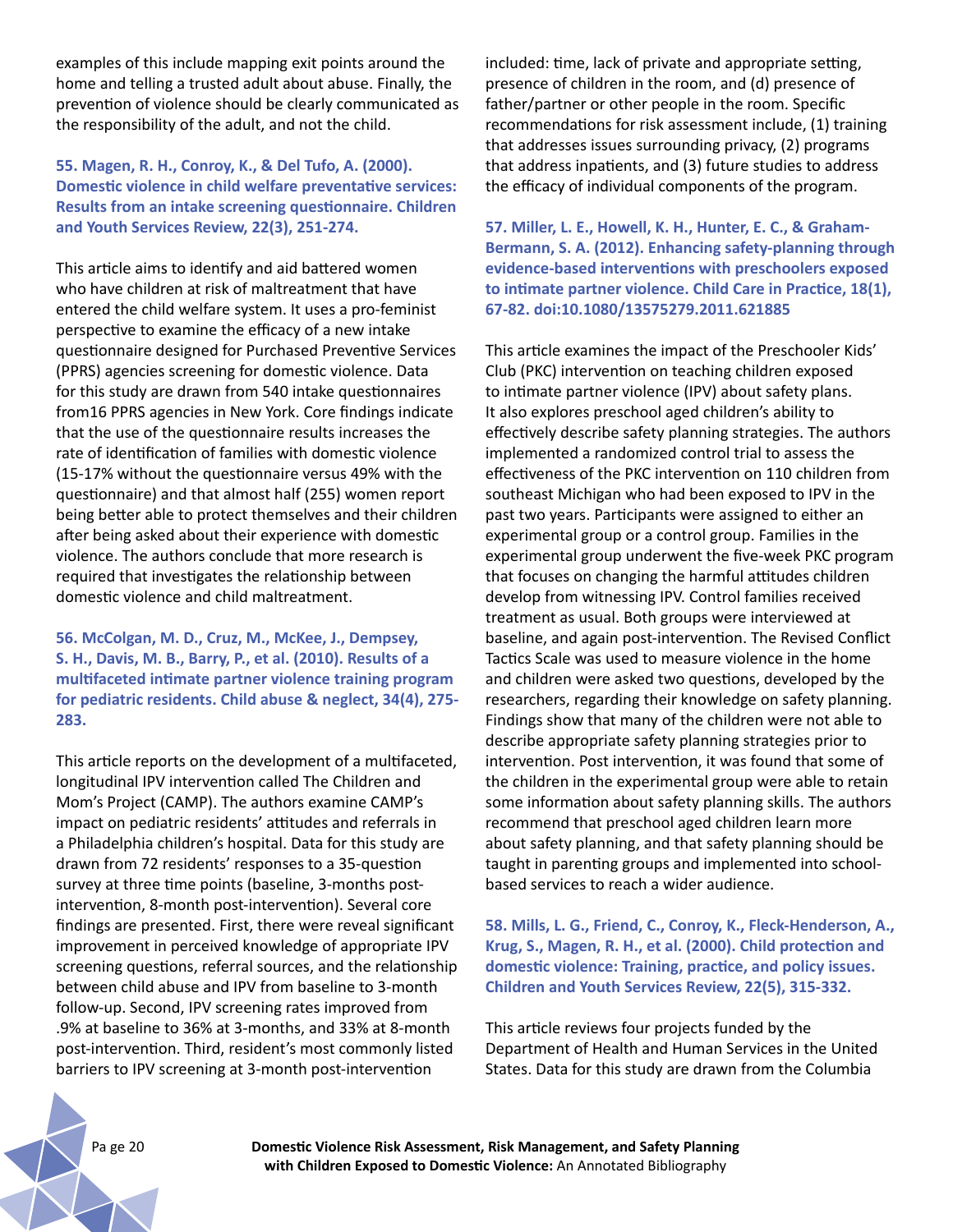examples of this include mapping exit points around the home and telling a trusted adult about abuse. Finally, the prevention of violence should be clearly communicated as the responsibility of the adult, and not the child.

**55. Magen, R. H., Conroy, K., & Del Tufo, A. (2000). Domestic violence in child welfare preventative services: Results from an intake screening questionnaire. Children and Youth Services Review, 22(3), 251-274.**

This article aims to identify and aid battered women who have children at risk of maltreatment that have entered the child welfare system. It uses a pro-feminist perspective to examine the efficacy of a new intake questionnaire designed for Purchased Preventive Services (PPRS) agencies screening for domestic violence. Data for this study are drawn from 540 intake questionnaires from16 PPRS agencies in New York. Core findings indicate that the use of the questionnaire results increases the rate of identification of families with domestic violence (15-17% without the questionnaire versus 49% with the questionnaire) and that almost half (255) women report being better able to protect themselves and their children after being asked about their experience with domestic violence. The authors conclude that more research is required that investigates the relationship between domestic violence and child maltreatment.

**56. McColgan, M. D., Cruz, M., McKee, J., Dempsey, S. H., Davis, M. B., Barry, P., et al. (2010). Results of a multifaceted intimate partner violence training program for pediatric residents. Child abuse & neglect, 34(4), 275-283.**

This article reports on the development of a multifaceted, longitudinal IPV intervention called The Children and Mom's Project (CAMP). The authors examine CAMP's impact on pediatric residents' attitudes and referrals in a Philadelphia children's hospital. Data for this study are drawn from 72 residents' responses to a 35-question survey at three time points (baseline, 3-months post-intervention, 8-month post-intervention). Several core findings are presented. First, there were reveal significant improvement in perceived knowledge of appropriate IPV screening questions, referral sources, and the relationship between child abuse and IPV from baseline to 3-month follow-up. Second, IPV screening rates improved from .9% at baseline to 36% at 3-months, and 33% at 8-month post-intervention. Third, resident's most commonly listed barriers to IPV screening at 3-month post-intervention included: time, lack of private and appropriate setting, presence of children in the room, and (d) presence of father/partner or other people in the room. Specific recommendations for risk assessment include, (1) training that addresses issues surrounding privacy, (2) programs that address inpatients, and (3) future studies to address the efficacy of individual components of the program.

**57. Miller, L. E., Howell, K. H., Hunter, E. C., & Graham-Bermann, S. A. (2012). Enhancing safety-planning through evidence-based interventions with preschoolers exposed to intimate partner violence. Child Care in Practice, 18(1), 67-82. doi:10.1080/13575279.2011.621885**

This article examines the impact of the Preschooler Kids' Club (PKC) intervention on teaching children exposed to intimate partner violence (IPV) about safety plans. It also explores preschool aged children's ability to effectively describe safety planning strategies. The authors implemented a randomized control trial to assess the effectiveness of the PKC intervention on 110 children from southeast Michigan who had been exposed to IPV in the past two years. Participants were assigned to either an experimental group or a control group. Families in the experimental group underwent the five-week PKC program that focuses on changing the harmful attitudes children develop from witnessing IPV. Control families received treatment as usual. Both groups were interviewed at baseline, and again post-intervention. The Revised Conflict Tactics Scale was used to measure violence in the home and children were asked two questions, developed by the researchers, regarding their knowledge on safety planning. Findings show that many of the children were not able to describe appropriate safety planning strategies prior to intervention. Post intervention, it was found that some of the children in the experimental group were able to retain some information about safety planning skills. The authors recommend that preschool aged children learn more about safety planning, and that safety planning should be taught in parenting groups and implemented into school-based services to reach a wider audience.

**58. Mills, L. G., Friend, C., Conroy, K., Fleck-Henderson, A., Krug, S., Magen, R. H., et al. (2000). Child protection and domestic violence: Training, practice, and policy issues. Children and Youth Services Review, 22(5), 315-332.**

This article reviews four projects funded by the Department of Health and Human Services in the United States. Data for this study are drawn from the Columbia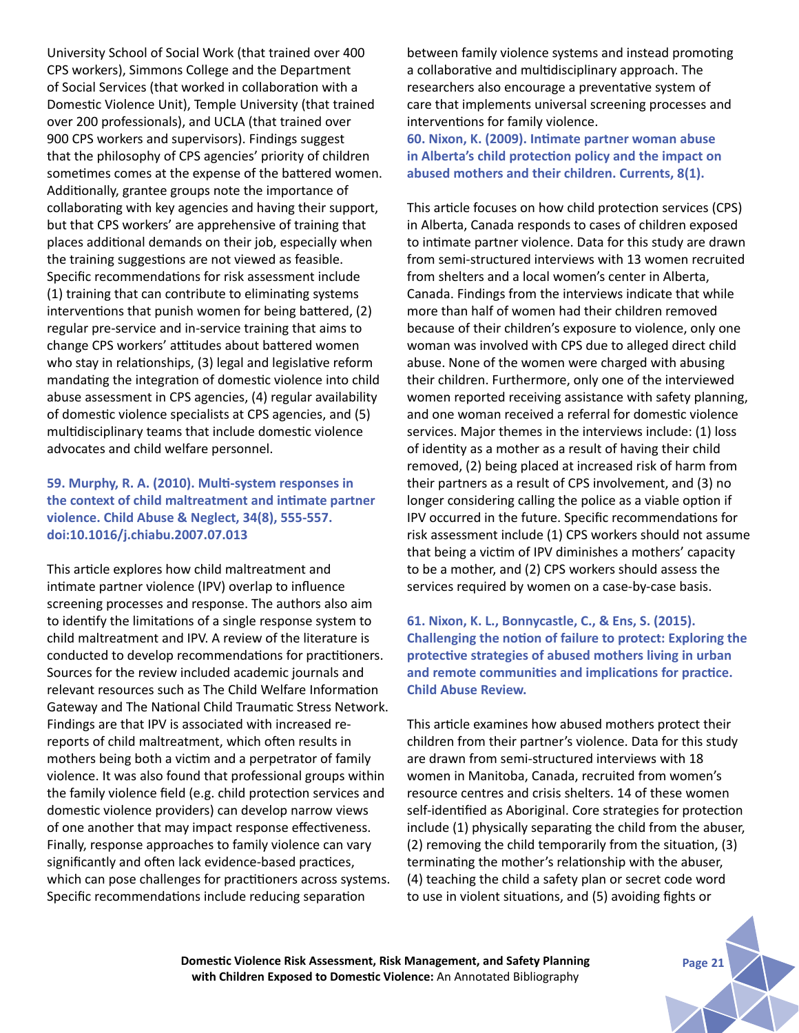University School of Social Work (that trained over 400 CPS workers), Simmons College and the Department of Social Services (that worked in collaboration with a Domestic Violence Unit), Temple University (that trained over 200 professionals), and UCLA (that trained over 900 CPS workers and supervisors). Findings suggest that the philosophy of CPS agencies' priority of children sometimes comes at the expense of the battered women. Additionally, grantee groups note the importance of collaborating with key agencies and having their support, but that CPS workers' are apprehensive of training that places additional demands on their job, especially when the training suggestions are not viewed as feasible. Specific recommendations for risk assessment include (1) training that can contribute to eliminating systems interventions that punish women for being battered, (2) regular pre-service and in-service training that aims to change CPS workers' attitudes about battered women who stay in relationships, (3) legal and legislative reform mandating the integration of domestic violence into child abuse assessment in CPS agencies, (4) regular availability of domestic violence specialists at CPS agencies, and (5) multidisciplinary teams that include domestic violence advocates and child welfare personnel.

**59. Murphy, R. A. (2010). Multi-system responses in the context of child maltreatment and intimate partner violence. Child Abuse & Neglect, 34(8), 555-557. doi:10.1016/j.chiabu.2007.07.013**

This article explores how child maltreatment and intimate partner violence (IPV) overlap to influence screening processes and response. The authors also aim to identify the limitations of a single response system to child maltreatment and IPV. A review of the literature is conducted to develop recommendations for practitioners. Sources for the review included academic journals and relevant resources such as The Child Welfare Information Gateway and The National Child Traumatic Stress Network. Findings are that IPV is associated with increased re-reports of child maltreatment, which often results in mothers being both a victim and a perpetrator of family violence. It was also found that professional groups within the family violence field (e.g. child protection services and domestic violence providers) can develop narrow views of one another that may impact response effectiveness. Finally, response approaches to family violence can vary significantly and often lack evidence-based practices, which can pose challenges for practitioners across systems. Specific recommendations include reducing separation between family violence systems and instead promoting a collaborative and multidisciplinary approach. The researchers also encourage a preventative system of care that implements universal screening processes and interventions for family violence.

**60. Nixon, K. (2009). Intimate partner woman abuse in Alberta's child protection policy and the impact on abused mothers and their children. Currents, 8(1).**

This article focuses on how child protection services (CPS) in Alberta, Canada responds to cases of children exposed to intimate partner violence. Data for this study are drawn from semi-structured interviews with 13 women recruited from shelters and a local women's center in Alberta, Canada. Findings from the interviews indicate that while more than half of women had their children removed because of their children's exposure to violence, only one woman was involved with CPS due to alleged direct child abuse. None of the women were charged with abusing their children. Furthermore, only one of the interviewed women reported receiving assistance with safety planning, and one woman received a referral for domestic violence services. Major themes in the interviews include: (1) loss of identity as a mother as a result of having their child removed, (2) being placed at increased risk of harm from their partners as a result of CPS involvement, and (3) no longer considering calling the police as a viable option if IPV occurred in the future. Specific recommendations for risk assessment include (1) CPS workers should not assume that being a victim of IPV diminishes a mothers' capacity to be a mother, and (2) CPS workers should assess the services required by women on a case-by-case basis.

**61. Nixon, K. L., Bonnycastle, C., & Ens, S. (2015). Challenging the notion of failure to protect: Exploring the protective strategies of abused mothers living in urban and remote communities and implications for practice. Child Abuse Review.**

This article examines how abused mothers protect their children from their partner's violence. Data for this study are drawn from semi-structured interviews with 18 women in Manitoba, Canada, recruited from women's resource centres and crisis shelters. 14 of these women self-identified as Aboriginal. Core strategies for protection include (1) physically separating the child from the abuser, (2) removing the child temporarily from the situation, (3) terminating the mother's relationship with the abuser, (4) teaching the child a safety plan or secret code word to use in violent situations, and (5) avoiding fights or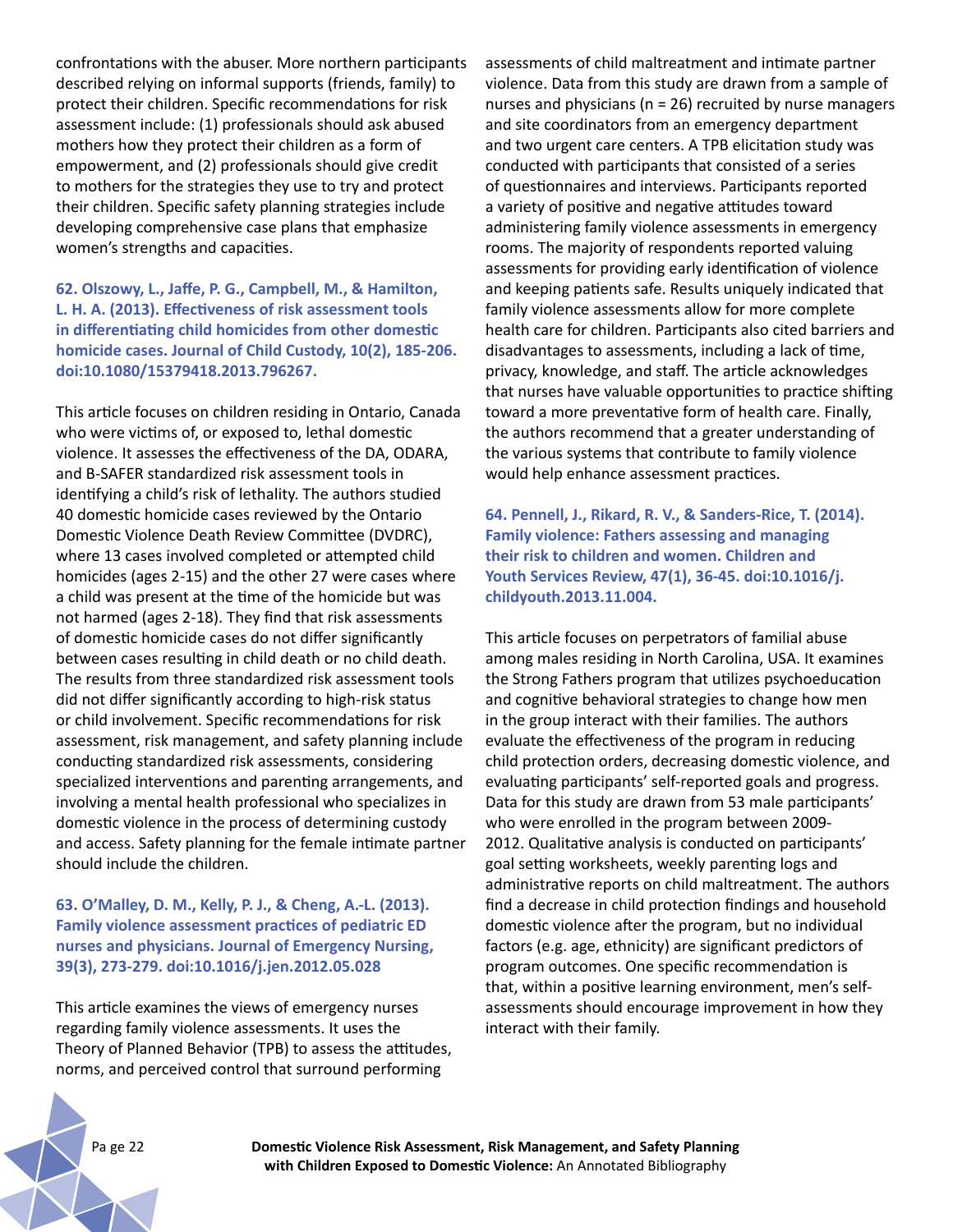confrontations with the abuser. More northern participants described relying on informal supports (friends, family) to protect their children. Specific recommendations for risk assessment include: (1) professionals should ask abused mothers how they protect their children as a form of empowerment, and (2) professionals should give credit to mothers for the strategies they use to try and protect their children. Specific safety planning strategies include developing comprehensive case plans that emphasize women's strengths and capacities.

**62. Olszowy, L., Jaffe, P. G., Campbell, M., & Hamilton, L. H. A. (2013). Effectiveness of risk assessment tools in differentiating child homicides from other domestic homicide cases. Journal of Child Custody, 10(2), 185-206. doi:10.1080/15379418.2013.796267.**

This article focuses on children residing in Ontario, Canada who were victims of, or exposed to, lethal domestic violence. It assesses the effectiveness of the DA, ODARA, and B-SAFER standardized risk assessment tools in identifying a child's risk of lethality. The authors studied 40 domestic homicide cases reviewed by the Ontario Domestic Violence Death Review Committee (DVDRC), where 13 cases involved completed or attempted child homicides (ages 2-15) and the other 27 were cases where a child was present at the time of the homicide but was not harmed (ages 2-18). They find that risk assessments of domestic homicide cases do not differ significantly between cases resulting in child death or no child death. The results from three standardized risk assessment tools did not differ significantly according to high-risk status or child involvement. Specific recommendations for risk assessment, risk management, and safety planning include conducting standardized risk assessments, considering specialized interventions and parenting arrangements, and involving a mental health professional who specializes in domestic violence in the process of determining custody and access. Safety planning for the female intimate partner should include the children.

**63. O'Malley, D. M., Kelly, P. J., & Cheng, A.-L. (2013). Family violence assessment practices of pediatric ED nurses and physicians. Journal of Emergency Nursing, 39(3), 273-279. doi:10.1016/j.jen.2012.05.028**

This article examines the views of emergency nurses regarding family violence assessments. It uses the Theory of Planned Behavior (TPB) to assess the attitudes, norms, and perceived control that surround performing assessments of child maltreatment and intimate partner violence. Data from this study are drawn from a sample of nurses and physicians (n = 26) recruited by nurse managers and site coordinators from an emergency department and two urgent care centers. A TPB elicitation study was conducted with participants that consisted of a series of questionnaires and interviews. Participants reported a variety of positive and negative attitudes toward administering family violence assessments in emergency rooms. The majority of respondents reported valuing assessments for providing early identification of violence and keeping patients safe. Results uniquely indicated that family violence assessments allow for more complete health care for children. Participants also cited barriers and disadvantages to assessments, including a lack of time, privacy, knowledge, and staff. The article acknowledges that nurses have valuable opportunities to practice shifting toward a more preventative form of health care. Finally, the authors recommend that a greater understanding of the various systems that contribute to family violence would help enhance assessment practices.

**64. Pennell, J., Rikard, R. V., & Sanders-Rice, T. (2014). Family violence: Fathers assessing and managing their risk to children and women. Children and Youth Services Review, 47(1), 36-45. doi:10.1016/j.childyouth.2013.11.004.**

This article focuses on perpetrators of familial abuse among males residing in North Carolina, USA. It examines the Strong Fathers program that utilizes psychoeducation and cognitive behavioral strategies to change how men in the group interact with their families. The authors evaluate the effectiveness of the program in reducing child protection orders, decreasing domestic violence, and evaluating participants' self-reported goals and progress. Data for this study are drawn from 53 male participants' who were enrolled in the program between 2009-2012. Qualitative analysis is conducted on participants' goal setting worksheets, weekly parenting logs and administrative reports on child maltreatment. The authors find a decrease in child protection findings and household domestic violence after the program, but no individual factors (e.g. age, ethnicity) are significant predictors of program outcomes. One specific recommendation is that, within a positive learning environment, men's self-assessments should encourage improvement in how they interact with their family.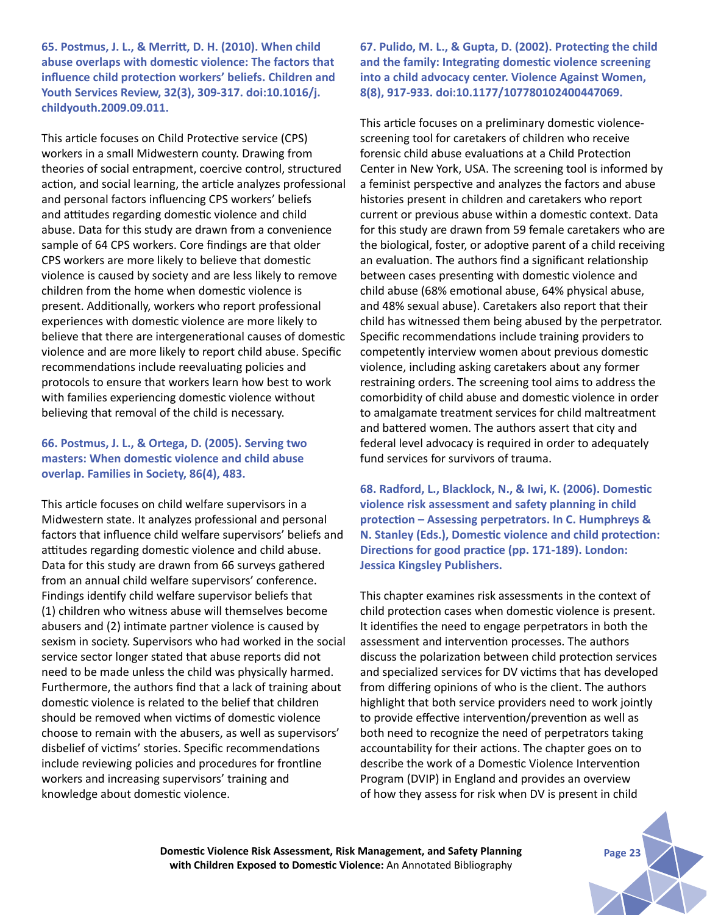**65. Postmus, J. L., & Merritt, D. H. (2010). When child abuse overlaps with domestic violence: The factors that influence child protection workers' beliefs. Children and Youth Services Review, 32(3), 309-317. doi:10.1016/j.childyouth.2009.09.011.**

This article focuses on Child Protective service (CPS) workers in a small Midwestern county. Drawing from theories of social entrapment, coercive control, structured action, and social learning, the article analyzes professional and personal factors influencing CPS workers' beliefs and attitudes regarding domestic violence and child abuse. Data for this study are drawn from a convenience sample of 64 CPS workers. Core findings are that older CPS workers are more likely to believe that domestic violence is caused by society and are less likely to remove children from the home when domestic violence is present. Additionally, workers who report professional experiences with domestic violence are more likely to believe that there are intergenerational causes of domestic violence and are more likely to report child abuse. Specific recommendations include reevaluating policies and protocols to ensure that workers learn how best to work with families experiencing domestic violence without believing that removal of the child is necessary.

**66. Postmus, J. L., & Ortega, D. (2005). Serving two masters: When domestic violence and child abuse overlap. Families in Society, 86(4), 483.**

This article focuses on child welfare supervisors in a Midwestern state. It analyzes professional and personal factors that influence child welfare supervisors' beliefs and attitudes regarding domestic violence and child abuse. Data for this study are drawn from 66 surveys gathered from an annual child welfare supervisors' conference. Findings identify child welfare supervisor beliefs that (1) children who witness abuse will themselves become abusers and (2) intimate partner violence is caused by sexism in society. Supervisors who had worked in the social service sector longer stated that abuse reports did not need to be made unless the child was physically harmed. Furthermore, the authors find that a lack of training about domestic violence is related to the belief that children should be removed when victims of domestic violence choose to remain with the abusers, as well as supervisors' disbelief of victims' stories. Specific recommendations include reviewing policies and procedures for frontline workers and increasing supervisors' training and knowledge about domestic violence.

**67. Pulido, M. L., & Gupta, D. (2002). Protecting the child and the family: Integrating domestic violence screening into a child advocacy center. Violence Against Women, 8(8), 917-933. doi:10.1177/107780102400447069.**

This article focuses on a preliminary domestic violence-screening tool for caretakers of children who receive forensic child abuse evaluations at a Child Protection Center in New York, USA. The screening tool is informed by a feminist perspective and analyzes the factors and abuse histories present in children and caretakers who report current or previous abuse within a domestic context. Data for this study are drawn from 59 female caretakers who are the biological, foster, or adoptive parent of a child receiving an evaluation. The authors find a significant relationship between cases presenting with domestic violence and child abuse (68% emotional abuse, 64% physical abuse, and 48% sexual abuse). Caretakers also report that their child has witnessed them being abused by the perpetrator. Specific recommendations include training providers to competently interview women about previous domestic violence, including asking caretakers about any former restraining orders. The screening tool aims to address the comorbidity of child abuse and domestic violence in order to amalgamate treatment services for child maltreatment and battered women. The authors assert that city and federal level advocacy is required in order to adequately fund services for survivors of trauma.

**68. Radford, L., Blacklock, N., & Iwi, K. (2006). Domestic violence risk assessment and safety planning in child protection – Assessing perpetrators. In C. Humphreys & N. Stanley (Eds.), Domestic violence and child protection: Directions for good practice (pp. 171-189). London: Jessica Kingsley Publishers.**

This chapter examines risk assessments in the context of child protection cases when domestic violence is present. It identifies the need to engage perpetrators in both the assessment and intervention processes. The authors discuss the polarization between child protection services and specialized services for DV victims that has developed from differing opinions of who is the client. The authors highlight that both service providers need to work jointly to provide effective intervention/prevention as well as both need to recognize the need of perpetrators taking accountability for their actions. The chapter goes on to describe the work of a Domestic Violence Intervention Program (DVIP) in England and provides an overview of how they assess for risk when DV is present in child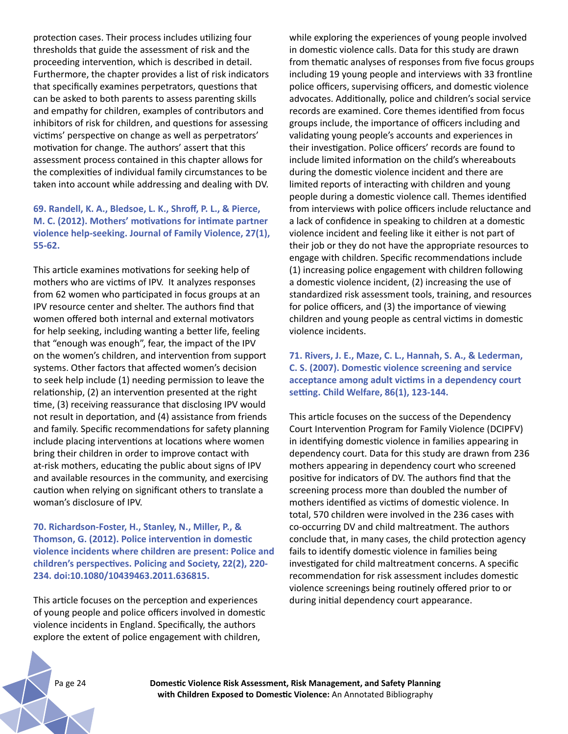protection cases. Their process includes utilizing four thresholds that guide the assessment of risk and the proceeding intervention, which is described in detail. Furthermore, the chapter provides a list of risk indicators that specifically examines perpetrators, questions that can be asked to both parents to assess parenting skills and empathy for children, examples of contributors and inhibitors of risk for children, and questions for assessing victims' perspective on change as well as perpetrators' motivation for change. The authors' assert that this assessment process contained in this chapter allows for the complexities of individual family circumstances to be taken into account while addressing and dealing with DV.

**69. Randell, K. A., Bledsoe, L. K., Shroff, P. L., & Pierce, M. C. (2012). Mothers' motivations for intimate partner violence help-seeking. Journal of Family Violence, 27(1), 55-62.**

This article examines motivations for seeking help of mothers who are victims of IPV. It analyzes responses from 62 women who participated in focus groups at an IPV resource center and shelter. The authors find that women offered both internal and external motivators for help seeking, including wanting a better life, feeling that "enough was enough", fear, the impact of the IPV on the women's children, and intervention from support systems. Other factors that affected women's decision to seek help include (1) needing permission to leave the relationship, (2) an intervention presented at the right time, (3) receiving reassurance that disclosing IPV would not result in deportation, and (4) assistance from friends and family. Specific recommendations for safety planning include placing interventions at locations where women bring their children in order to improve contact with at-risk mothers, educating the public about signs of IPV and available resources in the community, and exercising caution when relying on significant others to translate a woman's disclosure of IPV.

**70. Richardson-Foster, H., Stanley, N., Miller, P., & Thomson, G. (2012). Police intervention in domestic violence incidents where children are present: Police and children's perspectives. Policing and Society, 22(2), 220-234. doi:10.1080/10439463.2011.636815.**

This article focuses on the perception and experiences of young people and police officers involved in domestic violence incidents in England. Specifically, the authors explore the extent of police engagement with children, while exploring the experiences of young people involved in domestic violence calls. Data for this study are drawn from thematic analyses of responses from five focus groups including 19 young people and interviews with 33 frontline police officers, supervising officers, and domestic violence advocates. Additionally, police and children's social service records are examined. Core themes identified from focus groups include, the importance of officers including and validating young people's accounts and experiences in their investigation. Police officers' records are found to include limited information on the child's whereabouts during the domestic violence incident and there are limited reports of interacting with children and young people during a domestic violence call. Themes identified from interviews with police officers include reluctance and a lack of confidence in speaking to children at a domestic violence incident and feeling like it either is not part of their job or they do not have the appropriate resources to engage with children. Specific recommendations include (1) increasing police engagement with children following a domestic violence incident, (2) increasing the use of standardized risk assessment tools, training, and resources for police officers, and (3) the importance of viewing children and young people as central victims in domestic violence incidents.

**71. Rivers, J. E., Maze, C. L., Hannah, S. A., & Lederman, C. S. (2007). Domestic violence screening and service acceptance among adult victims in a dependency court setting. Child Welfare, 86(1), 123-144.**

This article focuses on the success of the Dependency Court Intervention Program for Family Violence (DCIPFV) in identifying domestic violence in families appearing in dependency court. Data for this study are drawn from 236 mothers appearing in dependency court who screened positive for indicators of DV. The authors find that the screening process more than doubled the number of mothers identified as victims of domestic violence. In total, 570 children were involved in the 236 cases with co-occurring DV and child maltreatment. The authors conclude that, in many cases, the child protection agency fails to identify domestic violence in families being investigated for child maltreatment concerns. A specific recommendation for risk assessment includes domestic violence screenings being routinely offered prior to or during initial dependency court appearance.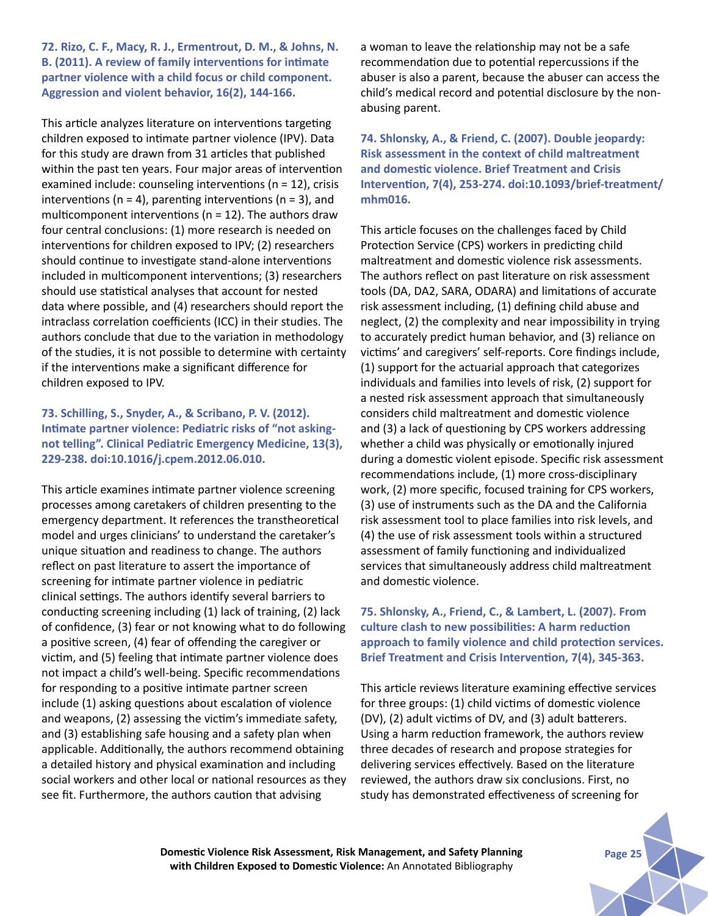**72. Rizo, C. F., Macy, R. J., Ermentrout, D. M., & Johns, N. B. (2011). A review of family interventions for intimate partner violence with a child focus or child component. Aggression and violent behavior, 16(2), 144-166.**

This article analyzes literature on interventions targeting children exposed to intimate partner violence (IPV). Data for this study are drawn from 31 articles that published within the past ten years. Four major areas of intervention examined include: counseling interventions (n = 12), crisis interventions (n = 4), parenting interventions (n = 3), and multicomponent interventions (n = 12). The authors draw four central conclusions: (1) more research is needed on interventions for children exposed to IPV; (2) researchers should continue to investigate stand-alone interventions included in multicomponent interventions; (3) researchers should use statistical analyses that account for nested data where possible, and (4) researchers should report the intraclass correlation coefficients (ICC) in their studies. The authors conclude that due to the variation in methodology of the studies, it is not possible to determine with certainty if the interventions make a significant difference for children exposed to IPV.

**73. Schilling, S., Snyder, A., & Scribano, P. V. (2012). Intimate partner violence: Pediatric risks of "not asking-not telling". Clinical Pediatric Emergency Medicine, 13(3), 229-238. doi:10.1016/j.cpem.2012.06.010.**

This article examines intimate partner violence screening processes among caretakers of children presenting to the emergency department. It references the transtheoretical model and urges clinicians' to understand the caretaker's unique situation and readiness to change. The authors reflect on past literature to assert the importance of screening for intimate partner violence in pediatric clinical settings. The authors identify several barriers to conducting screening including (1) lack of training, (2) lack of confidence, (3) fear or not knowing what to do following a positive screen, (4) fear of offending the caregiver or victim, and (5) feeling that intimate partner violence does not impact a child's well-being. Specific recommendations for responding to a positive intimate partner screen include (1) asking questions about escalation of violence and weapons, (2) assessing the victim's immediate safety, and (3) establishing safe housing and a safety plan when applicable. Additionally, the authors recommend obtaining a detailed history and physical examination and including social workers and other local or national resources as they see fit. Furthermore, the authors caution that advising a woman to leave the relationship may not be a safe recommendation due to potential repercussions if the abuser is also a parent, because the abuser can access the child's medical record and potential disclosure by the non-abusing parent.

**74. Shlonsky, A., & Friend, C. (2007). Double jeopardy: Risk assessment in the context of child maltreatment and domestic violence. Brief Treatment and Crisis Intervention, 7(4), 253-274. doi:10.1093/brief-treatment/mhm016.**

This article focuses on the challenges faced by Child Protection Service (CPS) workers in predicting child maltreatment and domestic violence risk assessments. The authors reflect on past literature on risk assessment tools (DA, DA2, SARA, ODARA) and limitations of accurate risk assessment including, (1) defining child abuse and neglect, (2) the complexity and near impossibility in trying to accurately predict human behavior, and (3) reliance on victims' and caregivers' self-reports. Core findings include, (1) support for the actuarial approach that categorizes individuals and families into levels of risk, (2) support for a nested risk assessment approach that simultaneously considers child maltreatment and domestic violence and (3) a lack of questioning by CPS workers addressing whether a child was physically or emotionally injured during a domestic violent episode. Specific risk assessment recommendations include, (1) more cross-disciplinary work, (2) more specific, focused training for CPS workers, (3) use of instruments such as the DA and the California risk assessment tool to place families into risk levels, and (4) the use of risk assessment tools within a structured assessment of family functioning and individualized services that simultaneously address child maltreatment and domestic violence.

**75. Shlonsky, A., Friend, C., & Lambert, L. (2007). From culture clash to new possibilities: A harm reduction approach to family violence and child protection services. Brief Treatment and Crisis Intervention, 7(4), 345-363.**

This article reviews literature examining effective services for three groups: (1) child victims of domestic violence (DV), (2) adult victims of DV, and (3) adult batterers. Using a harm reduction framework, the authors review three decades of research and propose strategies for delivering services effectively. Based on the literature reviewed, the authors draw six conclusions. First, no study has demonstrated effectiveness of screening for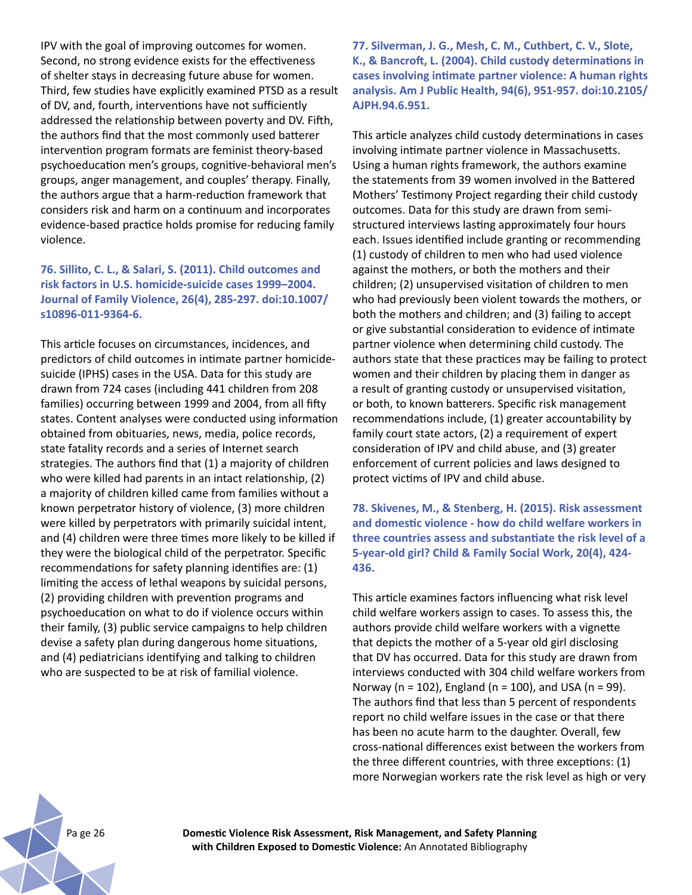IPV with the goal of improving outcomes for women. Second, no strong evidence exists for the effectiveness of shelter stays in decreasing future abuse for women. Third, few studies have explicitly examined PTSD as a result of DV, and, fourth, interventions have not sufficiently addressed the relationship between poverty and DV. Fifth, the authors find that the most commonly used batterer intervention program formats are feminist theory-based psychoeducation men's groups, cognitive-behavioral men's groups, anger management, and couples' therapy. Finally, the authors argue that a harm-reduction framework that considers risk and harm on a continuum and incorporates evidence-based practice holds promise for reducing family violence.

**76. Sillito, C. L., & Salari, S. (2011). Child outcomes and risk factors in U.S. homicide-suicide cases 1999–2004. Journal of Family Violence, 26(4), 285-297. doi:10.1007/s10896-011-9364-6.**

This article focuses on circumstances, incidences, and predictors of child outcomes in intimate partner homicide-suicide (IPHS) cases in the USA. Data for this study are drawn from 724 cases (including 441 children from 208 families) occurring between 1999 and 2004, from all fifty states. Content analyses were conducted using information obtained from obituaries, news, media, police records, state fatality records and a series of Internet search strategies. The authors find that (1) a majority of children who were killed had parents in an intact relationship, (2) a majority of children killed came from families without a known perpetrator history of violence, (3) more children were killed by perpetrators with primarily suicidal intent, and (4) children were three times more likely to be killed if they were the biological child of the perpetrator. Specific recommendations for safety planning identifies are: (1) limiting the access of lethal weapons by suicidal persons, (2) providing children with prevention programs and psychoeducation on what to do if violence occurs within their family, (3) public service campaigns to help children devise a safety plan during dangerous home situations, and (4) pediatricians identifying and talking to children who are suspected to be at risk of familial violence.

**77. Silverman, J. G., Mesh, C. M., Cuthbert, C. V., Slote, K., & Bancroft, L. (2004). Child custody determinations in cases involving intimate partner violence: A human rights analysis. Am J Public Health, 94(6), 951-957. doi:10.2105/AJPH.94.6.951.**

This article analyzes child custody determinations in cases involving intimate partner violence in Massachusetts. Using a human rights framework, the authors examine the statements from 39 women involved in the Battered Mothers' Testimony Project regarding their child custody outcomes. Data for this study are drawn from semi-structured interviews lasting approximately four hours each. Issues identified include granting or recommending (1) custody of children to men who had used violence against the mothers, or both the mothers and their children; (2) unsupervised visitation of children to men who had previously been violent towards the mothers, or both the mothers and children; and (3) failing to accept or give substantial consideration to evidence of intimate partner violence when determining child custody. The authors state that these practices may be failing to protect women and their children by placing them in danger as a result of granting custody or unsupervised visitation, or both, to known batterers. Specific risk management recommendations include, (1) greater accountability by family court state actors, (2) a requirement of expert consideration of IPV and child abuse, and (3) greater enforcement of current policies and laws designed to protect victims of IPV and child abuse.

**78. Skivenes, M., & Stenberg, H. (2015). Risk assessment and domestic violence - how do child welfare workers in three countries assess and substantiate the risk level of a 5-year-old girl? Child & Family Social Work, 20(4), 424-436.**

This article examines factors influencing what risk level child welfare workers assign to cases. To assess this, the authors provide child welfare workers with a vignette that depicts the mother of a 5-year old girl disclosing that DV has occurred. Data for this study are drawn from interviews conducted with 304 child welfare workers from Norway (n = 102), England (n = 100), and USA (n = 99). The authors find that less than 5 percent of respondents report no child welfare issues in the case or that there has been no acute harm to the daughter. Overall, few cross-national differences exist between the workers from the three different countries, with three exceptions: (1) more Norwegian workers rate the risk level as high or very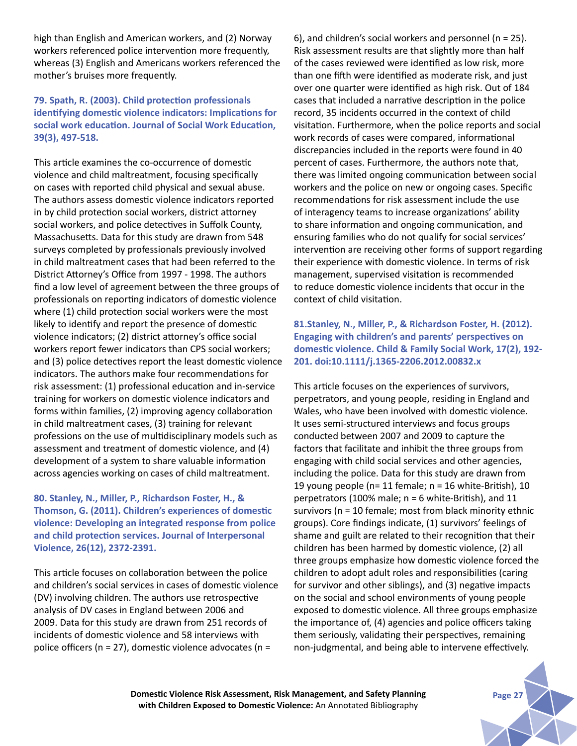high than English and American workers, and (2) Norway workers referenced police intervention more frequently, whereas (3) English and Americans workers referenced the mother's bruises more frequently.

### 79. Spath, R. (2003). Child protection professionals identifying domestic violence indicators: Implications for social work education. Journal of Social Work Education, 39(3), 497-518.

This article examines the co-occurrence of domestic violence and child maltreatment, focusing specifically on cases with reported child physical and sexual abuse. The authors assess domestic violence indicators reported in by child protection social workers, district attorney social workers, and police detectives in Suffolk County, Massachusetts. Data for this study are drawn from 548 surveys completed by professionals previously involved in child maltreatment cases that had been referred to the District Attorney's Office from 1997 - 1998. The authors find a low level of agreement between the three groups of professionals on reporting indicators of domestic violence where (1) child protection social workers were the most likely to identify and report the presence of domestic violence indicators; (2) district attorney's office social workers report fewer indicators than CPS social workers; and (3) police detectives report the least domestic violence indicators. The authors make four recommendations for risk assessment: (1) professional education and in-service training for workers on domestic violence indicators and forms within families, (2) improving agency collaboration in child maltreatment cases, (3) training for relevant professions on the use of multidisciplinary models such as assessment and treatment of domestic violence, and (4) development of a system to share valuable information across agencies working on cases of child maltreatment.

### 80. Stanley, N., Miller, P., Richardson Foster, H., & Thomson, G. (2011). Children's experiences of domestic violence: Developing an integrated response from police and child protection services. Journal of Interpersonal Violence, 26(12), 2372-2391.

This article focuses on collaboration between the police and children's social services in cases of domestic violence (DV) involving children. The authors use retrospective analysis of DV cases in England between 2006 and 2009. Data for this study are drawn from 251 records of incidents of domestic violence and 58 interviews with police officers (n = 27), domestic violence advocates (n = 6), and children's social workers and personnel (n = 25). Risk assessment results are that slightly more than half of the cases reviewed were identified as low risk, more than one fifth were identified as moderate risk, and just over one quarter were identified as high risk. Out of 184 cases that included a narrative description in the police record, 35 incidents occurred in the context of child visitation. Furthermore, when the police reports and social work records of cases were compared, informational discrepancies included in the reports were found in 40 percent of cases. Furthermore, the authors note that, there was limited ongoing communication between social workers and the police on new or ongoing cases. Specific recommendations for risk assessment include the use of interagency teams to increase organizations' ability to share information and ongoing communication, and ensuring families who do not qualify for social services' intervention are receiving other forms of support regarding their experience with domestic violence. In terms of risk management, supervised visitation is recommended to reduce domestic violence incidents that occur in the context of child visitation.

### 81.Stanley, N., Miller, P., & Richardson Foster, H. (2012). Engaging with children's and parents' perspectives on domestic violence. Child & Family Social Work, 17(2), 192-201. doi:10.1111/j.1365-2206.2012.00832.x

This article focuses on the experiences of survivors, perpetrators, and young people, residing in England and Wales, who have been involved with domestic violence. It uses semi-structured interviews and focus groups conducted between 2007 and 2009 to capture the factors that facilitate and inhibit the three groups from engaging with child social services and other agencies, including the police. Data for this study are drawn from 19 young people (n= 11 female; n = 16 white-British), 10 perpetrators (100% male; n = 6 white-British), and 11 survivors (n = 10 female; most from black minority ethnic groups). Core findings indicate, (1) survivors' feelings of shame and guilt are related to their recognition that their children has been harmed by domestic violence, (2) all three groups emphasize how domestic violence forced the children to adopt adult roles and responsibilities (caring for survivor and other siblings), and (3) negative impacts on the social and school environments of young people exposed to domestic violence. All three groups emphasize the importance of, (4) agencies and police officers taking them seriously, validating their perspectives, remaining non-judgmental, and being able to intervene effectively.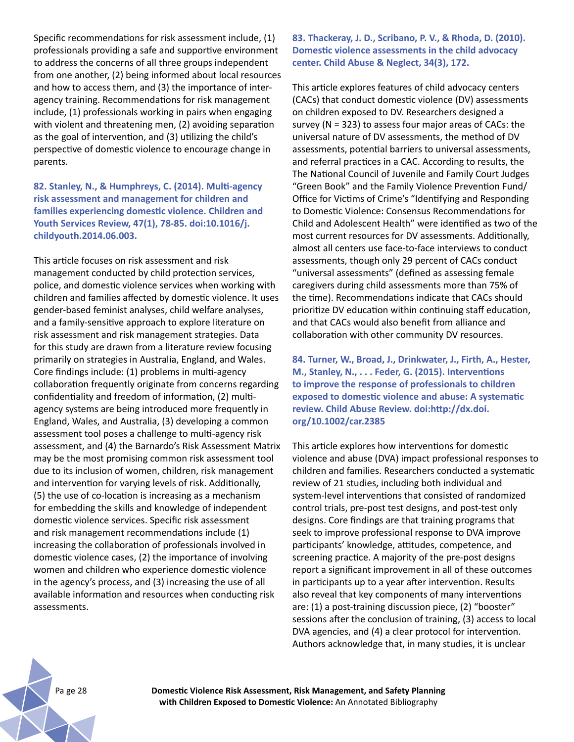Specific recommendations for risk assessment include, (1) professionals providing a safe and supportive environment to address the concerns of all three groups independent from one another, (2) being informed about local resources and how to access them, and (3) the importance of inter-agency training. Recommendations for risk management include, (1) professionals working in pairs when engaging with violent and threatening men, (2) avoiding separation as the goal of intervention, and (3) utilizing the child's perspective of domestic violence to encourage change in parents.

**82. Stanley, N., & Humphreys, C. (2014). Multi-agency risk assessment and management for children and families experiencing domestic violence. Children and Youth Services Review, 47(1), 78-85. doi:10.1016/j.childyouth.2014.06.003.**

This article focuses on risk assessment and risk management conducted by child protection services, police, and domestic violence services when working with children and families affected by domestic violence. It uses gender-based feminist analyses, child welfare analyses, and a family-sensitive approach to explore literature on risk assessment and risk management strategies. Data for this study are drawn from a literature review focusing primarily on strategies in Australia, England, and Wales. Core findings include: (1) problems in multi-agency collaboration frequently originate from concerns regarding confidentiality and freedom of information, (2) multi-agency systems are being introduced more frequently in England, Wales, and Australia, (3) developing a common assessment tool poses a challenge to multi-agency risk assessment, and (4) the Barnardo's Risk Assessment Matrix may be the most promising common risk assessment tool due to its inclusion of women, children, risk management and intervention for varying levels of risk. Additionally, (5) the use of co-location is increasing as a mechanism for embedding the skills and knowledge of independent domestic violence services. Specific risk assessment and risk management recommendations include (1) increasing the collaboration of professionals involved in domestic violence cases, (2) the importance of involving women and children who experience domestic violence in the agency's process, and (3) increasing the use of all available information and resources when conducting risk assessments.

**83. Thackeray, J. D., Scribano, P. V., & Rhoda, D. (2010). Domestic violence assessments in the child advocacy center. Child Abuse & Neglect, 34(3), 172.**

This article explores features of child advocacy centers (CACs) that conduct domestic violence (DV) assessments on children exposed to DV. Researchers designed a survey (N = 323) to assess four major areas of CACs: the universal nature of DV assessments, the method of DV assessments, potential barriers to universal assessments, and referral practices in a CAC. According to results, the The National Council of Juvenile and Family Court Judges "Green Book" and the Family Violence Prevention Fund/Office for Victims of Crime's "Identifying and Responding to Domestic Violence: Consensus Recommendations for Child and Adolescent Health" were identified as two of the most current resources for DV assessments. Additionally, almost all centers use face-to-face interviews to conduct assessments, though only 29 percent of CACs conduct "universal assessments" (defined as assessing female caregivers during child assessments more than 75% of the time). Recommendations indicate that CACs should prioritize DV education within continuing staff education, and that CACs would also benefit from alliance and collaboration with other community DV resources.

**84. Turner, W., Broad, J., Drinkwater, J., Firth, A., Hester, M., Stanley, N., . . . Feder, G. (2015). Interventions to improve the response of professionals to children exposed to domestic violence and abuse: A systematic review. Child Abuse Review. doi:http://dx.doi.org/10.1002/car.2385**

This article explores how interventions for domestic violence and abuse (DVA) impact professional responses to children and families. Researchers conducted a systematic review of 21 studies, including both individual and system-level interventions that consisted of randomized control trials, pre-post test designs, and post-test only designs. Core findings are that training programs that seek to improve professional response to DVA improve participants' knowledge, attitudes, competence, and screening practice. A majority of the pre-post designs report a significant improvement in all of these outcomes in participants up to a year after intervention. Results also reveal that key components of many interventions are: (1) a post-training discussion piece, (2) "booster" sessions after the conclusion of training, (3) access to local DVA agencies, and (4) a clear protocol for intervention. Authors acknowledge that, in many studies, it is unclear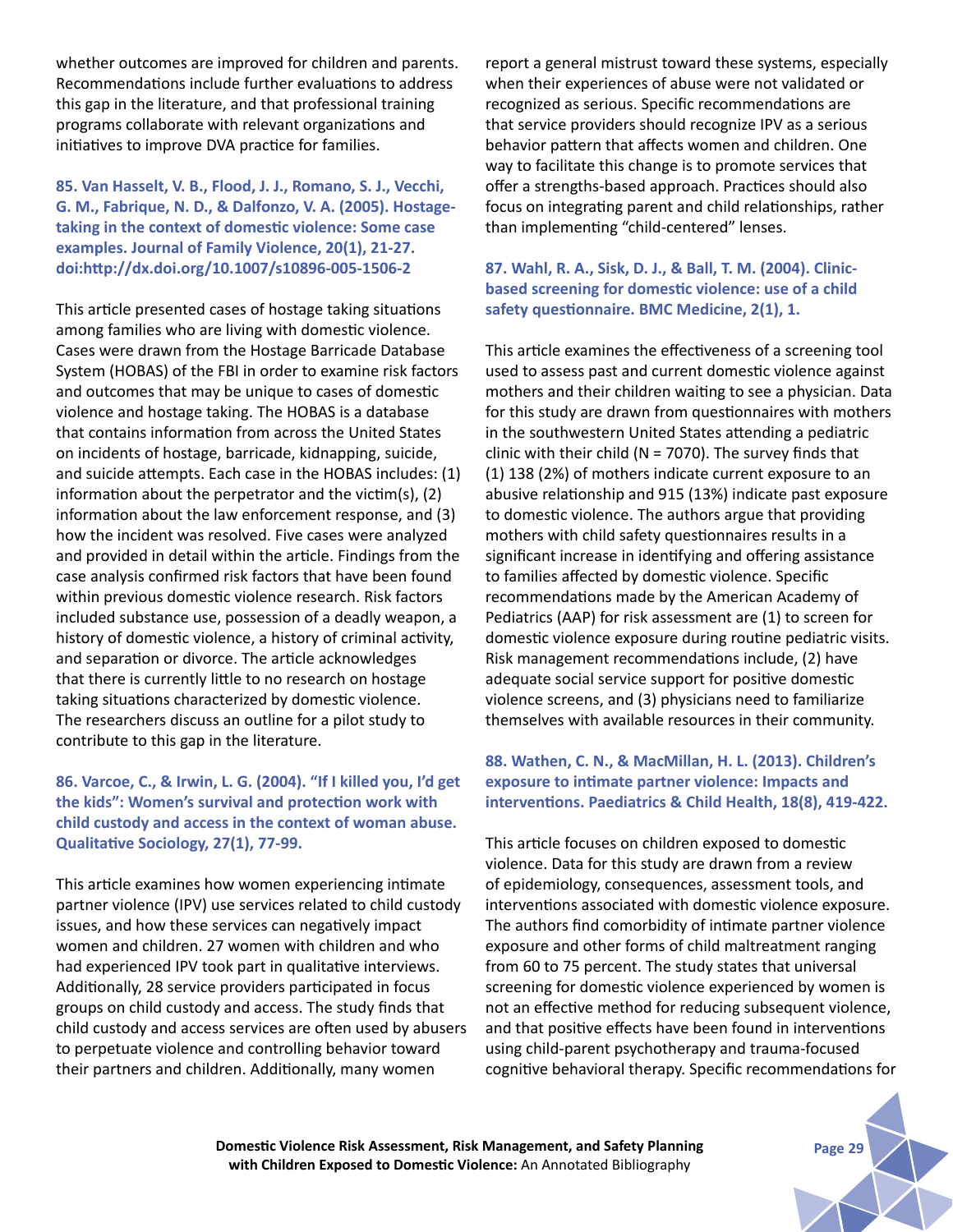whether outcomes are improved for children and parents. Recommendations include further evaluations to address this gap in the literature, and that professional training programs collaborate with relevant organizations and initiatives to improve DVA practice for families.

**85. Van Hasselt, V. B., Flood, J. J., Romano, S. J., Vecchi, G. M., Fabrique, N. D., & Dalfonzo, V. A. (2005). Hostage-taking in the context of domestic violence: Some case examples. Journal of Family Violence, 20(1), 21-27. doi:http://dx.doi.org/10.1007/s10896-005-1506-2**

This article presented cases of hostage taking situations among families who are living with domestic violence. Cases were drawn from the Hostage Barricade Database System (HOBAS) of the FBI in order to examine risk factors and outcomes that may be unique to cases of domestic violence and hostage taking. The HOBAS is a database that contains information from across the United States on incidents of hostage, barricade, kidnapping, suicide, and suicide attempts. Each case in the HOBAS includes: (1) information about the perpetrator and the victim(s), (2) information about the law enforcement response, and (3) how the incident was resolved. Five cases were analyzed and provided in detail within the article. Findings from the case analysis confirmed risk factors that have been found within previous domestic violence research. Risk factors included substance use, possession of a deadly weapon, a history of domestic violence, a history of criminal activity, and separation or divorce. The article acknowledges that there is currently little to no research on hostage taking situations characterized by domestic violence. The researchers discuss an outline for a pilot study to contribute to this gap in the literature.

**86. Varcoe, C., & Irwin, L. G. (2004). "If I killed you, I'd get the kids": Women's survival and protection work with child custody and access in the context of woman abuse. Qualitative Sociology, 27(1), 77-99.**

This article examines how women experiencing intimate partner violence (IPV) use services related to child custody issues, and how these services can negatively impact women and children. 27 women with children and who had experienced IPV took part in qualitative interviews. Additionally, 28 service providers participated in focus groups on child custody and access. The study finds that child custody and access services are often used by abusers to perpetuate violence and controlling behavior toward their partners and children. Additionally, many women report a general mistrust toward these systems, especially when their experiences of abuse were not validated or recognized as serious. Specific recommendations are that service providers should recognize IPV as a serious behavior pattern that affects women and children. One way to facilitate this change is to promote services that offer a strengths-based approach. Practices should also focus on integrating parent and child relationships, rather than implementing "child-centered" lenses.

**87. Wahl, R. A., Sisk, D. J., & Ball, T. M. (2004). Clinic-based screening for domestic violence: use of a child safety questionnaire. BMC Medicine, 2(1), 1.**

This article examines the effectiveness of a screening tool used to assess past and current domestic violence against mothers and their children waiting to see a physician. Data for this study are drawn from questionnaires with mothers in the southwestern United States attending a pediatric clinic with their child (N = 7070). The survey finds that (1) 138 (2%) of mothers indicate current exposure to an abusive relationship and 915 (13%) indicate past exposure to domestic violence. The authors argue that providing mothers with child safety questionnaires results in a significant increase in identifying and offering assistance to families affected by domestic violence. Specific recommendations made by the American Academy of Pediatrics (AAP) for risk assessment are (1) to screen for domestic violence exposure during routine pediatric visits. Risk management recommendations include, (2) have adequate social service support for positive domestic violence screens, and (3) physicians need to familiarize themselves with available resources in their community.

**88. Wathen, C. N., & MacMillan, H. L. (2013). Children's exposure to intimate partner violence: Impacts and interventions. Paediatrics & Child Health, 18(8), 419-422.**

This article focuses on children exposed to domestic violence. Data for this study are drawn from a review of epidemiology, consequences, assessment tools, and interventions associated with domestic violence exposure. The authors find comorbidity of intimate partner violence exposure and other forms of child maltreatment ranging from 60 to 75 percent. The study states that universal screening for domestic violence experienced by women is not an effective method for reducing subsequent violence, and that positive effects have been found in interventions using child-parent psychotherapy and trauma-focused cognitive behavioral therapy. Specific recommendations for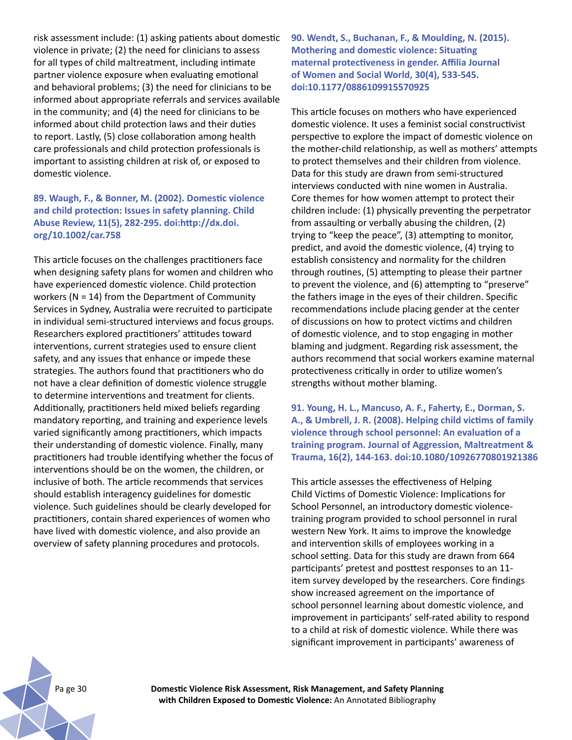risk assessment include: (1) asking patients about domestic violence in private; (2) the need for clinicians to assess for all types of child maltreatment, including intimate partner violence exposure when evaluating emotional and behavioral problems; (3) the need for clinicians to be informed about appropriate referrals and services available in the community; and (4) the need for clinicians to be informed about child protection laws and their duties to report. Lastly, (5) close collaboration among health care professionals and child protection professionals is important to assisting children at risk of, or exposed to domestic violence.

**89. Waugh, F., & Bonner, M. (2002). Domestic violence and child protection: Issues in safety planning. Child Abuse Review, 11(5), 282-295. doi:http://dx.doi.org/10.1002/car.758**

This article focuses on the challenges practitioners face when designing safety plans for women and children who have experienced domestic violence. Child protection workers (N = 14) from the Department of Community Services in Sydney, Australia were recruited to participate in individual semi-structured interviews and focus groups. Researchers explored practitioners' attitudes toward interventions, current strategies used to ensure client safety, and any issues that enhance or impede these strategies. The authors found that practitioners who do not have a clear definition of domestic violence struggle to determine interventions and treatment for clients. Additionally, practitioners held mixed beliefs regarding mandatory reporting, and training and experience levels varied significantly among practitioners, which impacts their understanding of domestic violence. Finally, many practitioners had trouble identifying whether the focus of interventions should be on the women, the children, or inclusive of both. The article recommends that services should establish interagency guidelines for domestic violence. Such guidelines should be clearly developed for practitioners, contain shared experiences of women who have lived with domestic violence, and also provide an overview of safety planning procedures and protocols.

**90. Wendt, S., Buchanan, F., & Moulding, N. (2015). Mothering and domestic violence: Situating maternal protectiveness in gender. Affilia Journal of Women and Social World, 30(4), 533-545. doi:10.1177/0886109915570925**

This article focuses on mothers who have experienced domestic violence. It uses a feminist social constructivist perspective to explore the impact of domestic violence on the mother-child relationship, as well as mothers' attempts to protect themselves and their children from violence. Data for this study are drawn from semi-structured interviews conducted with nine women in Australia. Core themes for how women attempt to protect their children include: (1) physically preventing the perpetrator from assaulting or verbally abusing the children, (2) trying to "keep the peace", (3) attempting to monitor, predict, and avoid the domestic violence, (4) trying to establish consistency and normality for the children through routines, (5) attempting to please their partner to prevent the violence, and (6) attempting to "preserve" the fathers image in the eyes of their children. Specific recommendations include placing gender at the center of discussions on how to protect victims and children of domestic violence, and to stop engaging in mother blaming and judgment. Regarding risk assessment, the authors recommend that social workers examine maternal protectiveness critically in order to utilize women's strengths without mother blaming.

**91. Young, H. L., Mancuso, A. F., Faherty, E., Dorman, S. A., & Umbrell, J. R. (2008). Helping child victims of family violence through school personnel: An evaluation of a training program. Journal of Aggression, Maltreatment & Trauma, 16(2), 144-163. doi:10.1080/10926770801921386**

This article assesses the effectiveness of Helping Child Victims of Domestic Violence: Implications for School Personnel, an introductory domestic violence-training program provided to school personnel in rural western New York. It aims to improve the knowledge and intervention skills of employees working in a school setting. Data for this study are drawn from 664 participants' pretest and posttest responses to an 11-item survey developed by the researchers. Core findings show increased agreement on the importance of school personnel learning about domestic violence, and improvement in participants' self-rated ability to respond to a child at risk of domestic violence. While there was significant improvement in participants' awareness of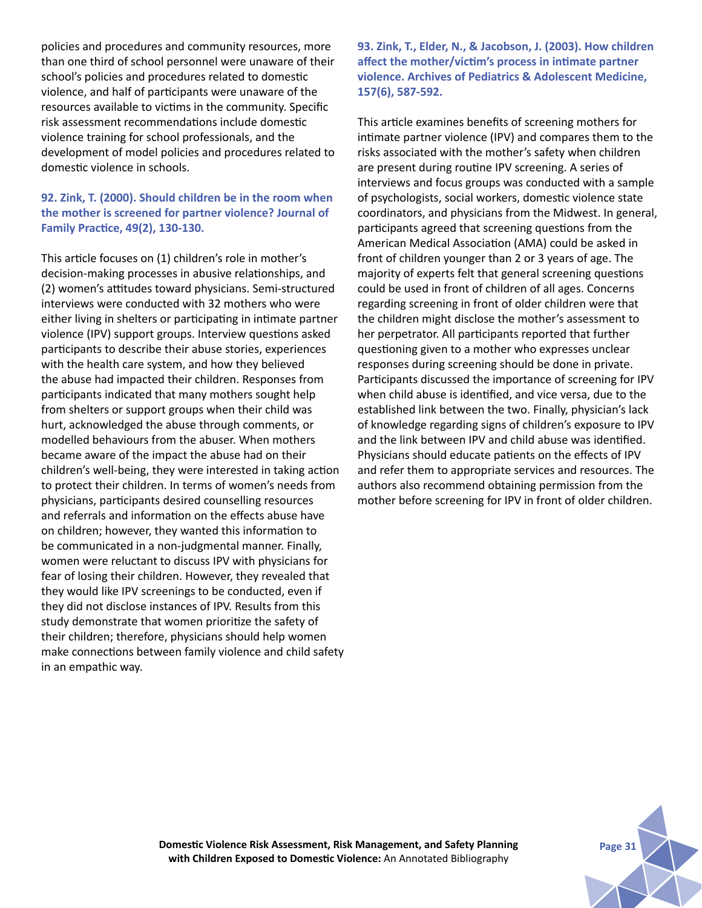policies and procedures and community resources, more than one third of school personnel were unaware of their school's policies and procedures related to domestic violence, and half of participants were unaware of the resources available to victims in the community. Specific risk assessment recommendations include domestic violence training for school professionals, and the development of model policies and procedures related to domestic violence in schools.

### 92. Zink, T. (2000). Should children be in the room when the mother is screened for partner violence? Journal of Family Practice, 49(2), 130-130.

This article focuses on (1) children's role in mother's decision-making processes in abusive relationships, and (2) women's attitudes toward physicians. Semi-structured interviews were conducted with 32 mothers who were either living in shelters or participating in intimate partner violence (IPV) support groups. Interview questions asked participants to describe their abuse stories, experiences with the health care system, and how they believed the abuse had impacted their children. Responses from participants indicated that many mothers sought help from shelters or support groups when their child was hurt, acknowledged the abuse through comments, or modelled behaviours from the abuser. When mothers became aware of the impact the abuse had on their children's well-being, they were interested in taking action to protect their children. In terms of women's needs from physicians, participants desired counselling resources and referrals and information on the effects abuse have on children; however, they wanted this information to be communicated in a non-judgmental manner. Finally, women were reluctant to discuss IPV with physicians for fear of losing their children. However, they revealed that they would like IPV screenings to be conducted, even if they did not disclose instances of IPV. Results from this study demonstrate that women prioritize the safety of their children; therefore, physicians should help women make connections between family violence and child safety in an empathic way.

### 93. Zink, T., Elder, N., & Jacobson, J. (2003). How children affect the mother/victim's process in intimate partner violence. Archives of Pediatrics & Adolescent Medicine, 157(6), 587-592.

This article examines benefits of screening mothers for intimate partner violence (IPV) and compares them to the risks associated with the mother's safety when children are present during routine IPV screening. A series of interviews and focus groups was conducted with a sample of psychologists, social workers, domestic violence state coordinators, and physicians from the Midwest. In general, participants agreed that screening questions from the American Medical Association (AMA) could be asked in front of children younger than 2 or 3 years of age. The majority of experts felt that general screening questions could be used in front of children of all ages. Concerns regarding screening in front of older children were that the children might disclose the mother's assessment to her perpetrator. All participants reported that further questioning given to a mother who expresses unclear responses during screening should be done in private. Participants discussed the importance of screening for IPV when child abuse is identified, and vice versa, due to the established link between the two. Finally, physician's lack of knowledge regarding signs of children's exposure to IPV and the link between IPV and child abuse was identified. Physicians should educate patients on the effects of IPV and refer them to appropriate services and resources. The authors also recommend obtaining permission from the mother before screening for IPV in front of older children.